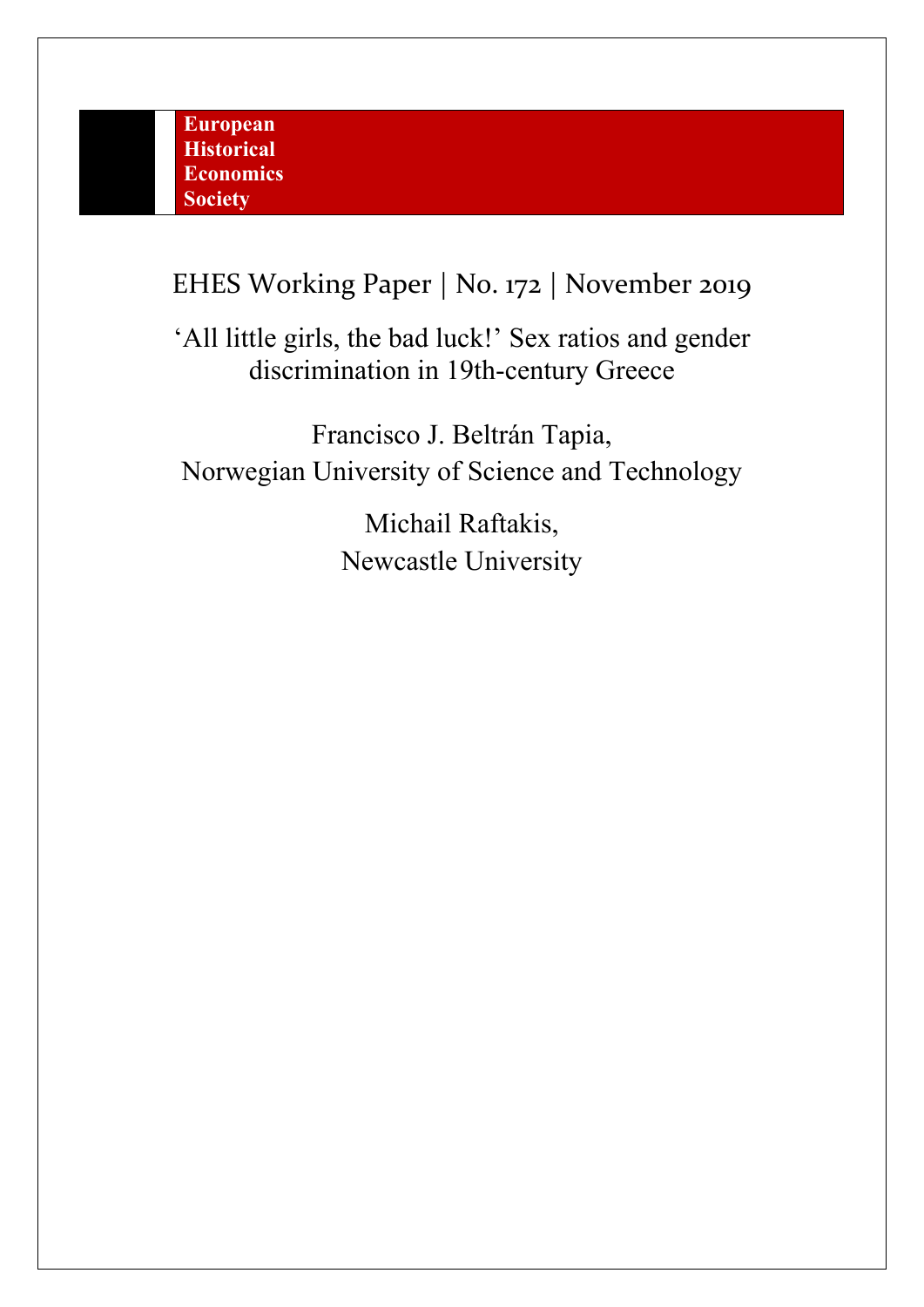**European Historical Economics Society**

EHES Working Paper | No. 172 | November 2019

# 'All little girls, the bad luck!' Sex ratios and gender discrimination in 19th-century Greece

Francisco J. Beltrán Tapia,
Norwegian University of Science and Technology

Michail Raftakis,
Newcastle University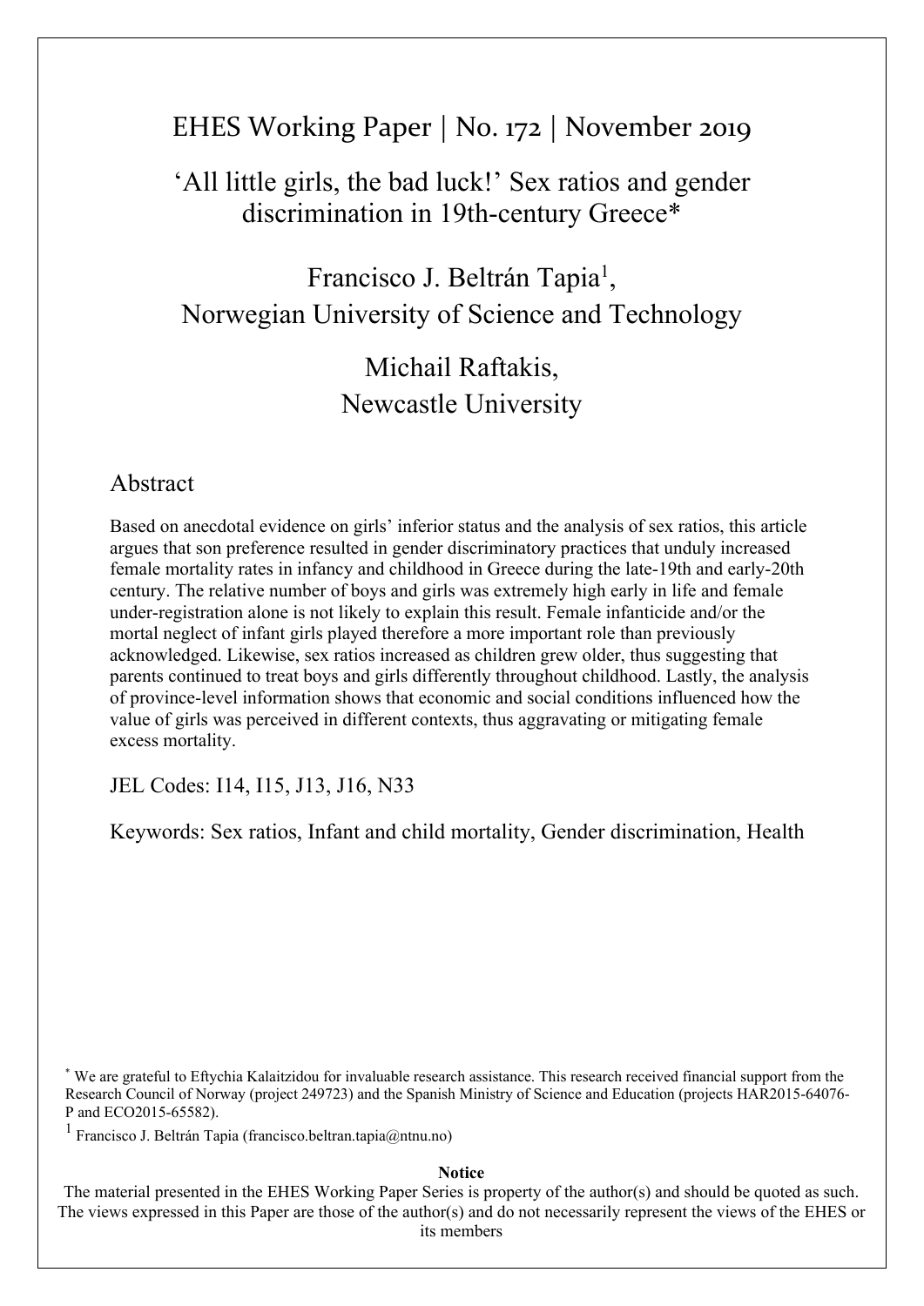EHES Working Paper | No. 172 | November 2019

# 'All little girls, the bad luck!' Sex ratios and gender discrimination in 19th-century Greece*

Francisco J. Beltrán Tapia[1],
Norwegian University of Science and Technology

Michail Raftakis,
Newcastle University

## Abstract

Based on anecdotal evidence on girls' inferior status and the analysis of sex ratios, this article argues that son preference resulted in gender discriminatory practices that unduly increased female mortality rates in infancy and childhood in Greece during the late-19th and early-20th century. The relative number of boys and girls was extremely high early in life and female under-registration alone is not likely to explain this result. Female infanticide and/or the mortal neglect of infant girls played therefore a more important role than previously acknowledged. Likewise, sex ratios increased as children grew older, thus suggesting that parents continued to treat boys and girls differently throughout childhood. Lastly, the analysis of province-level information shows that economic and social conditions influenced how the value of girls was perceived in different contexts, thus aggravating or mitigating female excess mortality.

JEL Codes: I14, I15, J13, J16, N33

Keywords: Sex ratios, Infant and child mortality, Gender discrimination, Health

* We are grateful to Eftychia Kalaitzidou for invaluable research assistance. This research received financial support from the Research Council of Norway (project 249723) and the Spanish Ministry of Science and Education (projects HAR2015-64076-P and ECO2015-65582).

[1] Francisco J. Beltrán Tapia (francisco.beltran.tapia@ntnu.no)

**Notice**

The material presented in the EHES Working Paper Series is property of the author(s) and should be quoted as such. The views expressed in this Paper are those of the author(s) and do not necessarily represent the views of the EHES or its members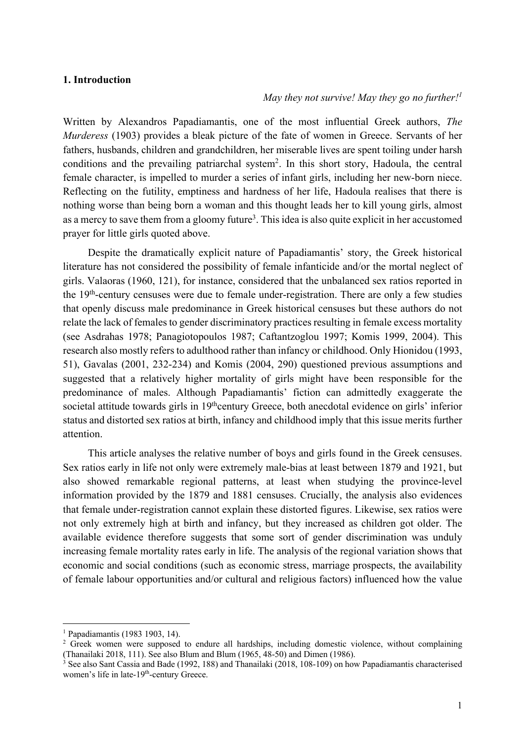## 1. Introduction

*May they not survive! May they go no further!*[1]

Written by Alexandros Papadiamantis, one of the most influential Greek authors, *The Murderess* (1903) provides a bleak picture of the fate of women in Greece. Servants of her fathers, husbands, children and grandchildren, her miserable lives are spent toiling under harsh conditions and the prevailing patriarchal system[2]. In this short story, Hadoula, the central female character, is impelled to murder a series of infant girls, including her new-born niece. Reflecting on the futility, emptiness and hardness of her life, Hadoula realises that there is nothing worse than being born a woman and this thought leads her to kill young girls, almost as a mercy to save them from a gloomy future[3]. This idea is also quite explicit in her accustomed prayer for little girls quoted above.

Despite the dramatically explicit nature of Papadiamantis' story, the Greek historical literature has not considered the possibility of female infanticide and/or the mortal neglect of girls. Valaoras (1960, 121), for instance, considered that the unbalanced sex ratios reported in the 19th-century censuses were due to female under-registration. There are only a few studies that openly discuss male predominance in Greek historical censuses but these authors do not relate the lack of females to gender discriminatory practices resulting in female excess mortality (see Asdrahas 1978; Panagiotopoulos 1987; Caftantzoglou 1997; Komis 1999, 2004). This research also mostly refers to adulthood rather than infancy or childhood. Only Hionidou (1993, 51), Gavalas (2001, 232-234) and Komis (2004, 290) questioned previous assumptions and suggested that a relatively higher mortality of girls might have been responsible for the predominance of males. Although Papadiamantis' fiction can admittedly exaggerate the societal attitude towards girls in 19thcentury Greece, both anecdotal evidence on girls' inferior status and distorted sex ratios at birth, infancy and childhood imply that this issue merits further attention.

This article analyses the relative number of boys and girls found in the Greek censuses. Sex ratios early in life not only were extremely male-bias at least between 1879 and 1921, but also showed remarkable regional patterns, at least when studying the province-level information provided by the 1879 and 1881 censuses. Crucially, the analysis also evidences that female under-registration cannot explain these distorted figures. Likewise, sex ratios were not only extremely high at birth and infancy, but they increased as children got older. The available evidence therefore suggests that some sort of gender discrimination was unduly increasing female mortality rates early in life. The analysis of the regional variation shows that economic and social conditions (such as economic stress, marriage prospects, the availability of female labour opportunities and/or cultural and religious factors) influenced how the value

---

[1] Papadiamantis (1983 1903, 14).

[2] Greek women were supposed to endure all hardships, including domestic violence, without complaining (Thanailaki 2018, 111). See also Blum and Blum (1965, 48-50) and Dimen (1986).

[3] See also Sant Cassia and Bade (1992, 188) and Thanailaki (2018, 108-109) on how Papadiamantis characterised women's life in late-19th-century Greece.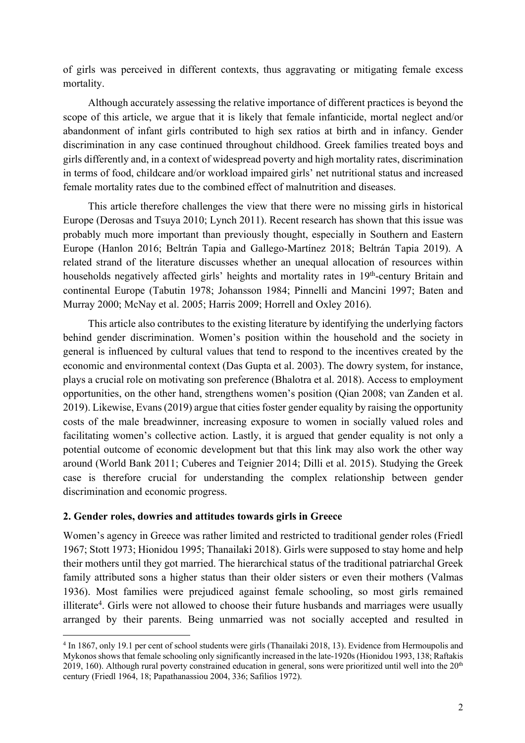of girls was perceived in different contexts, thus aggravating or mitigating female excess mortality.

Although accurately assessing the relative importance of different practices is beyond the scope of this article, we argue that it is likely that female infanticide, mortal neglect and/or abandonment of infant girls contributed to high sex ratios at birth and in infancy. Gender discrimination in any case continued throughout childhood. Greek families treated boys and girls differently and, in a context of widespread poverty and high mortality rates, discrimination in terms of food, childcare and/or workload impaired girls' net nutritional status and increased female mortality rates due to the combined effect of malnutrition and diseases.

This article therefore challenges the view that there were no missing girls in historical Europe (Derosas and Tsuya 2010; Lynch 2011). Recent research has shown that this issue was probably much more important than previously thought, especially in Southern and Eastern Europe (Hanlon 2016; Beltrán Tapia and Gallego-Martínez 2018; Beltrán Tapia 2019). A related strand of the literature discusses whether an unequal allocation of resources within households negatively affected girls' heights and mortality rates in 19th-century Britain and continental Europe (Tabutin 1978; Johansson 1984; Pinnelli and Mancini 1997; Baten and Murray 2000; McNay et al. 2005; Harris 2009; Horrell and Oxley 2016).

This article also contributes to the existing literature by identifying the underlying factors behind gender discrimination. Women's position within the household and the society in general is influenced by cultural values that tend to respond to the incentives created by the economic and environmental context (Das Gupta et al. 2003). The dowry system, for instance, plays a crucial role on motivating son preference (Bhalotra et al. 2018). Access to employment opportunities, on the other hand, strengthens women's position (Qian 2008; van Zanden et al. 2019). Likewise, Evans (2019) argue that cities foster gender equality by raising the opportunity costs of the male breadwinner, increasing exposure to women in socially valued roles and facilitating women's collective action. Lastly, it is argued that gender equality is not only a potential outcome of economic development but that this link may also work the other way around (World Bank 2011; Cuberes and Teignier 2014; Dilli et al. 2015). Studying the Greek case is therefore crucial for understanding the complex relationship between gender discrimination and economic progress.

## 2. Gender roles, dowries and attitudes towards girls in Greece

Women's agency in Greece was rather limited and restricted to traditional gender roles (Friedl 1967; Stott 1973; Hionidou 1995; Thanailaki 2018). Girls were supposed to stay home and help their mothers until they got married. The hierarchical status of the traditional patriarchal Greek family attributed sons a higher status than their older sisters or even their mothers (Valmas 1936). Most families were prejudiced against female schooling, so most girls remained illiterate[4]. Girls were not allowed to choose their future husbands and marriages were usually arranged by their parents. Being unmarried was not socially accepted and resulted in

[4] In 1867, only 19.1 per cent of school students were girls (Thanailaki 2018, 13). Evidence from Hermoupolis and Mykonos shows that female schooling only significantly increased in the late-1920s (Hionidou 1993, 138; Raftakis 2019, 160). Although rural poverty constrained education in general, sons were prioritized until well into the 20th century (Friedl 1964, 18; Papathanassiou 2004, 336; Safilios 1972).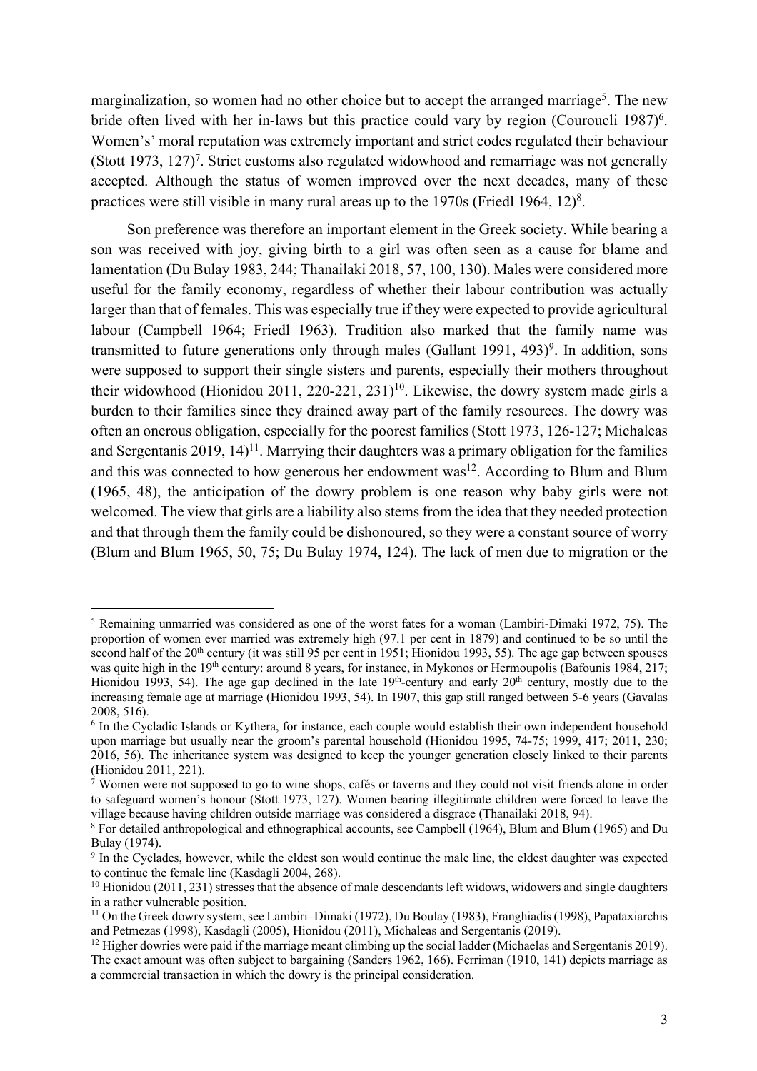marginalization, so women had no other choice but to accept the arranged marriage[5]. The new bride often lived with her in-laws but this practice could vary by region (Couroucli 1987)[6]. Women's' moral reputation was extremely important and strict codes regulated their behaviour (Stott 1973, 127)[7]. Strict customs also regulated widowhood and remarriage was not generally accepted. Although the status of women improved over the next decades, many of these practices were still visible in many rural areas up to the 1970s (Friedl 1964, 12)[8].

Son preference was therefore an important element in the Greek society. While bearing a son was received with joy, giving birth to a girl was often seen as a cause for blame and lamentation (Du Bulay 1983, 244; Thanailaki 2018, 57, 100, 130). Males were considered more useful for the family economy, regardless of whether their labour contribution was actually larger than that of females. This was especially true if they were expected to provide agricultural labour (Campbell 1964; Friedl 1963). Tradition also marked that the family name was transmitted to future generations only through males (Gallant 1991, 493)[9]. In addition, sons were supposed to support their single sisters and parents, especially their mothers throughout their widowhood (Hionidou 2011, 220-221, 231)[10]. Likewise, the dowry system made girls a burden to their families since they drained away part of the family resources. The dowry was often an onerous obligation, especially for the poorest families (Stott 1973, 126-127; Michaleas and Sergentanis 2019, 14)[11]. Marrying their daughters was a primary obligation for the families and this was connected to how generous her endowment was[12]. According to Blum and Blum (1965, 48), the anticipation of the dowry problem is one reason why baby girls were not welcomed. The view that girls are a liability also stems from the idea that they needed protection and that through them the family could be dishonoured, so they were a constant source of worry (Blum and Blum 1965, 50, 75; Du Bulay 1974, 124). The lack of men due to migration or the

---

[5] Remaining unmarried was considered as one of the worst fates for a woman (Lambiri-Dimaki 1972, 75). The proportion of women ever married was extremely high (97.1 per cent in 1879) and continued to be so until the second half of the 20th century (it was still 95 per cent in 1951; Hionidou 1993, 55). The age gap between spouses was quite high in the 19th century: around 8 years, for instance, in Mykonos or Hermoupolis (Bafounis 1984, 217; Hionidou 1993, 54). The age gap declined in the late 19th-century and early 20th century, mostly due to the increasing female age at marriage (Hionidou 1993, 54). In 1907, this gap still ranged between 5-6 years (Gavalas 2008, 516).

[6] In the Cycladic Islands or Kythera, for instance, each couple would establish their own independent household upon marriage but usually near the groom's parental household (Hionidou 1995, 74-75; 1999, 417; 2011, 230; 2016, 56). The inheritance system was designed to keep the younger generation closely linked to their parents (Hionidou 2011, 221).

[7] Women were not supposed to go to wine shops, cafés or taverns and they could not visit friends alone in order to safeguard women's honour (Stott 1973, 127). Women bearing illegitimate children were forced to leave the village because having children outside marriage was considered a disgrace (Thanailaki 2018, 94).

[8] For detailed anthropological and ethnographical accounts, see Campbell (1964), Blum and Blum (1965) and Du Bulay (1974).

[9] In the Cyclades, however, while the eldest son would continue the male line, the eldest daughter was expected to continue the female line (Kasdagli 2004, 268).

[10] Hionidou (2011, 231) stresses that the absence of male descendants left widows, widowers and single daughters in a rather vulnerable position.

[11] On the Greek dowry system, see Lambiri–Dimaki (1972), Du Boulay (1983), Franghiadis (1998), Papataxiarchis and Petmezas (1998), Kasdagli (2005), Hionidou (2011), Michaleas and Sergentanis (2019).

[12] Higher dowries were paid if the marriage meant climbing up the social ladder (Michaelas and Sergentanis 2019). The exact amount was often subject to bargaining (Sanders 1962, 166). Ferriman (1910, 141) depicts marriage as a commercial transaction in which the dowry is the principal consideration.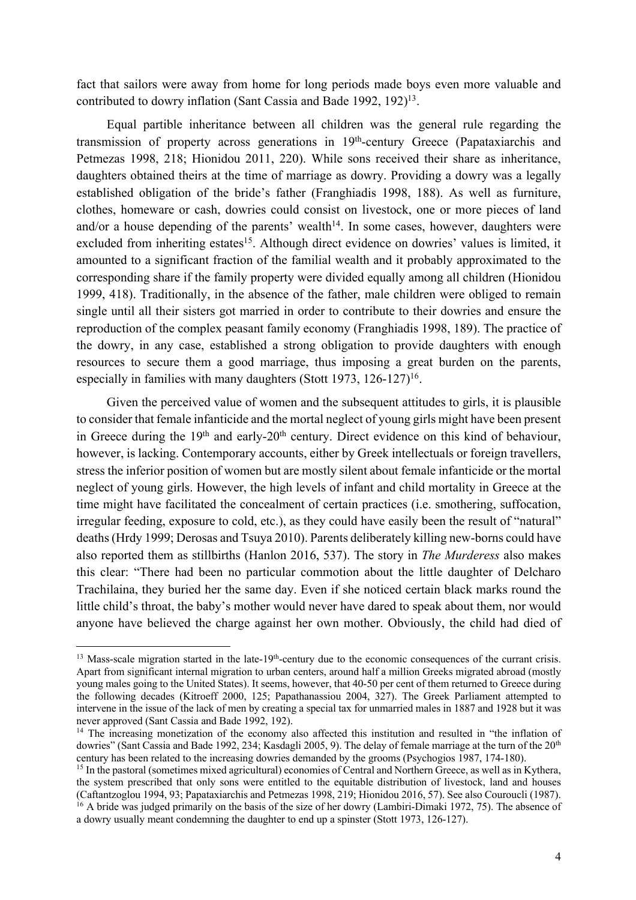fact that sailors were away from home for long periods made boys even more valuable and contributed to dowry inflation (Sant Cassia and Bade 1992, 192)[13].

Equal partible inheritance between all children was the general rule regarding the transmission of property across generations in 19th-century Greece (Papataxiarchis and Petmezas 1998, 218; Hionidou 2011, 220). While sons received their share as inheritance, daughters obtained theirs at the time of marriage as dowry. Providing a dowry was a legally established obligation of the bride's father (Franghiadis 1998, 188). As well as furniture, clothes, homeware or cash, dowries could consist on livestock, one or more pieces of land and/or a house depending of the parents' wealth[14]. In some cases, however, daughters were excluded from inheriting estates[15]. Although direct evidence on dowries' values is limited, it amounted to a significant fraction of the familial wealth and it probably approximated to the corresponding share if the family property were divided equally among all children (Hionidou 1999, 418). Traditionally, in the absence of the father, male children were obliged to remain single until all their sisters got married in order to contribute to their dowries and ensure the reproduction of the complex peasant family economy (Franghiadis 1998, 189). The practice of the dowry, in any case, established a strong obligation to provide daughters with enough resources to secure them a good marriage, thus imposing a great burden on the parents, especially in families with many daughters (Stott 1973, 126-127)[16].

Given the perceived value of women and the subsequent attitudes to girls, it is plausible to consider that female infanticide and the mortal neglect of young girls might have been present in Greece during the 19th and early-20th century. Direct evidence on this kind of behaviour, however, is lacking. Contemporary accounts, either by Greek intellectuals or foreign travellers, stress the inferior position of women but are mostly silent about female infanticide or the mortal neglect of young girls. However, the high levels of infant and child mortality in Greece at the time might have facilitated the concealment of certain practices (i.e. smothering, suffocation, irregular feeding, exposure to cold, etc.), as they could have easily been the result of "natural" deaths (Hrdy 1999; Derosas and Tsuya 2010). Parents deliberately killing new-borns could have also reported them as stillbirths (Hanlon 2016, 537). The story in *The Murderess* also makes this clear: "There had been no particular commotion about the little daughter of Delcharo Trachilaina, they buried her the same day. Even if she noticed certain black marks round the little child's throat, the baby's mother would never have dared to speak about them, nor would anyone have believed the charge against her own mother. Obviously, the child had died of

---

[13] Mass-scale migration started in the late-19th-century due to the economic consequences of the currant crisis. Apart from significant internal migration to urban centers, around half a million Greeks migrated abroad (mostly young males going to the United States). It seems, however, that 40-50 per cent of them returned to Greece during the following decades (Kitroeff 2000, 125; Papathanassiou 2004, 327). The Greek Parliament attempted to intervene in the issue of the lack of men by creating a special tax for unmarried males in 1887 and 1928 but it was never approved (Sant Cassia and Bade 1992, 192).

[14] The increasing monetization of the economy also affected this institution and resulted in "the inflation of dowries" (Sant Cassia and Bade 1992, 234; Kasdagli 2005, 9). The delay of female marriage at the turn of the 20th century has been related to the increasing dowries demanded by the grooms (Psychogios 1987, 174-180).

[15] In the pastoral (sometimes mixed agricultural) economies of Central and Northern Greece, as well as in Kythera, the system prescribed that only sons were entitled to the equitable distribution of livestock, land and houses (Caftantzoglou 1994, 93; Papataxiarchis and Petmezas 1998, 219; Hionidou 2016, 57). See also Couroucli (1987).

[16] A bride was judged primarily on the basis of the size of her dowry (Lambiri-Dimaki 1972, 75). The absence of a dowry usually meant condemning the daughter to end up a spinster (Stott 1973, 126-127).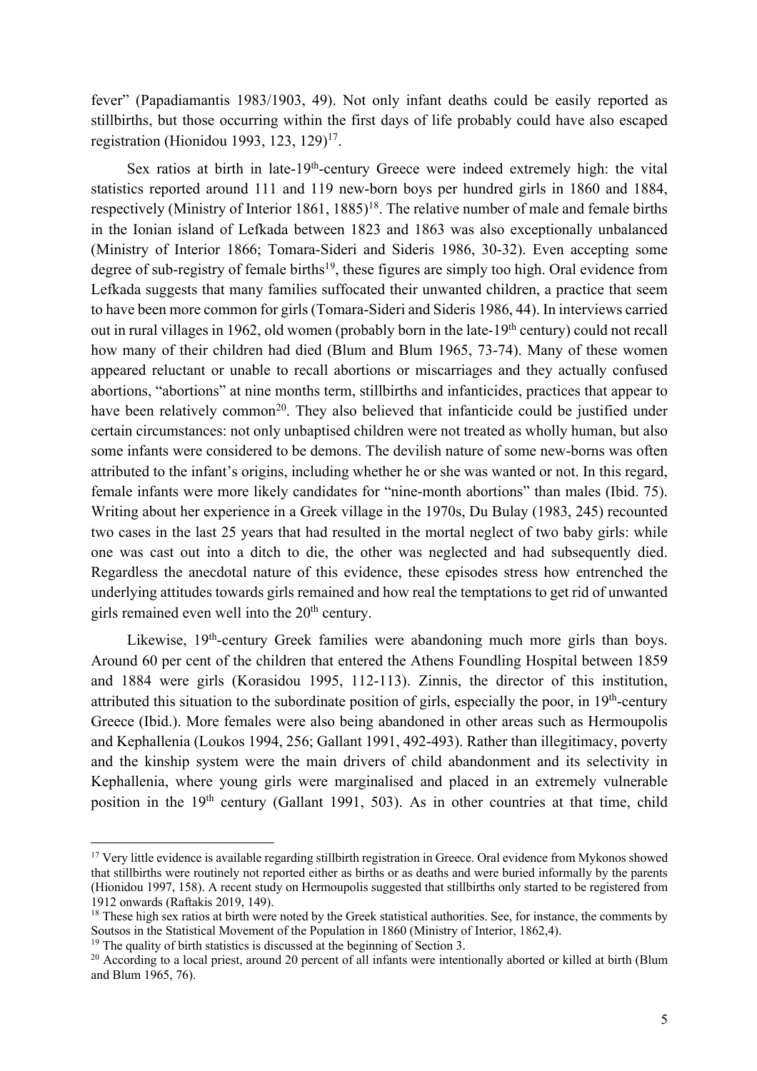fever" (Papadiamantis 1983/1903, 49). Not only infant deaths could be easily reported as stillbirths, but those occurring within the first days of life probably could have also escaped registration (Hionidou 1993, 123, 129)[17].

Sex ratios at birth in late-19th-century Greece were indeed extremely high: the vital statistics reported around 111 and 119 new-born boys per hundred girls in 1860 and 1884, respectively (Ministry of Interior 1861, 1885)[18]. The relative number of male and female births in the Ionian island of Lefkada between 1823 and 1863 was also exceptionally unbalanced (Ministry of Interior 1866; Tomara-Sideri and Sideris 1986, 30-32). Even accepting some degree of sub-registry of female births[19], these figures are simply too high. Oral evidence from Lefkada suggests that many families suffocated their unwanted children, a practice that seem to have been more common for girls (Tomara-Sideri and Sideris 1986, 44). In interviews carried out in rural villages in 1962, old women (probably born in the late-19th century) could not recall how many of their children had died (Blum and Blum 1965, 73-74). Many of these women appeared reluctant or unable to recall abortions or miscarriages and they actually confused abortions, "abortions" at nine months term, stillbirths and infanticides, practices that appear to have been relatively common[20]. They also believed that infanticide could be justified under certain circumstances: not only unbaptised children were not treated as wholly human, but also some infants were considered to be demons. The devilish nature of some new-borns was often attributed to the infant's origins, including whether he or she was wanted or not. In this regard, female infants were more likely candidates for "nine-month abortions" than males (Ibid. 75). Writing about her experience in a Greek village in the 1970s, Du Bulay (1983, 245) recounted two cases in the last 25 years that had resulted in the mortal neglect of two baby girls: while one was cast out into a ditch to die, the other was neglected and had subsequently died. Regardless the anecdotal nature of this evidence, these episodes stress how entrenched the underlying attitudes towards girls remained and how real the temptations to get rid of unwanted girls remained even well into the 20th century.

Likewise, 19th-century Greek families were abandoning much more girls than boys. Around 60 per cent of the children that entered the Athens Foundling Hospital between 1859 and 1884 were girls (Korasidou 1995, 112-113). Zinnis, the director of this institution, attributed this situation to the subordinate position of girls, especially the poor, in 19th-century Greece (Ibid.). More females were also being abandoned in other areas such as Hermoupolis and Kephallenia (Loukos 1994, 256; Gallant 1991, 492-493). Rather than illegitimacy, poverty and the kinship system were the main drivers of child abandonment and its selectivity in Kephallenia, where young girls were marginalised and placed in an extremely vulnerable position in the 19th century (Gallant 1991, 503). As in other countries at that time, child

---

[17] Very little evidence is available regarding stillbirth registration in Greece. Oral evidence from Mykonos showed that stillbirths were routinely not reported either as births or as deaths and were buried informally by the parents (Hionidou 1997, 158). A recent study on Hermoupolis suggested that stillbirths only started to be registered from 1912 onwards (Raftakis 2019, 149).

[18] These high sex ratios at birth were noted by the Greek statistical authorities. See, for instance, the comments by Soutsos in the Statistical Movement of the Population in 1860 (Ministry of Interior, 1862,4).

[19] The quality of birth statistics is discussed at the beginning of Section 3.

[20] According to a local priest, around 20 percent of all infants were intentionally aborted or killed at birth (Blum and Blum 1965, 76).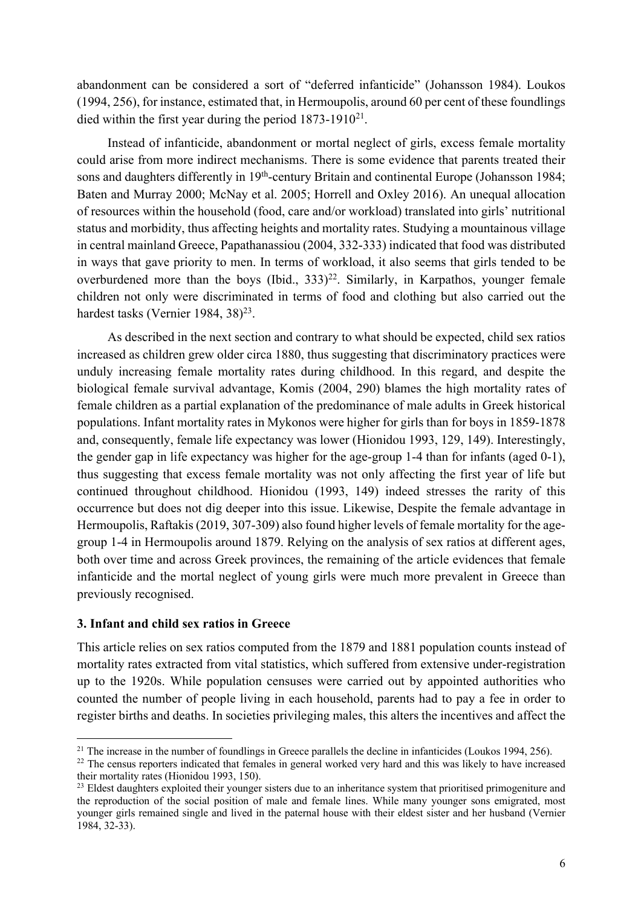abandonment can be considered a sort of "deferred infanticide" (Johansson 1984). Loukos (1994, 256), for instance, estimated that, in Hermoupolis, around 60 per cent of these foundlings died within the first year during the period 1873-1910[21].

Instead of infanticide, abandonment or mortal neglect of girls, excess female mortality could arise from more indirect mechanisms. There is some evidence that parents treated their sons and daughters differently in 19th-century Britain and continental Europe (Johansson 1984; Baten and Murray 2000; McNay et al. 2005; Horrell and Oxley 2016). An unequal allocation of resources within the household (food, care and/or workload) translated into girls' nutritional status and morbidity, thus affecting heights and mortality rates. Studying a mountainous village in central mainland Greece, Papathanassiou (2004, 332-333) indicated that food was distributed in ways that gave priority to men. In terms of workload, it also seems that girls tended to be overburdened more than the boys (Ibid., 333)[22]. Similarly, in Karpathos, younger female children not only were discriminated in terms of food and clothing but also carried out the hardest tasks (Vernier 1984, 38)[23].

As described in the next section and contrary to what should be expected, child sex ratios increased as children grew older circa 1880, thus suggesting that discriminatory practices were unduly increasing female mortality rates during childhood. In this regard, and despite the biological female survival advantage, Komis (2004, 290) blames the high mortality rates of female children as a partial explanation of the predominance of male adults in Greek historical populations. Infant mortality rates in Mykonos were higher for girls than for boys in 1859-1878 and, consequently, female life expectancy was lower (Hionidou 1993, 129, 149). Interestingly, the gender gap in life expectancy was higher for the age-group 1-4 than for infants (aged 0-1), thus suggesting that excess female mortality was not only affecting the first year of life but continued throughout childhood. Hionidou (1993, 149) indeed stresses the rarity of this occurrence but does not dig deeper into this issue. Likewise, Despite the female advantage in Hermoupolis, Raftakis (2019, 307-309) also found higher levels of female mortality for the age-group 1-4 in Hermoupolis around 1879. Relying on the analysis of sex ratios at different ages, both over time and across Greek provinces, the remaining of the article evidences that female infanticide and the mortal neglect of young girls were much more prevalent in Greece than previously recognised.

### 3. Infant and child sex ratios in Greece

This article relies on sex ratios computed from the 1879 and 1881 population counts instead of mortality rates extracted from vital statistics, which suffered from extensive under-registration up to the 1920s. While population censuses were carried out by appointed authorities who counted the number of people living in each household, parents had to pay a fee in order to register births and deaths. In societies privileging males, this alters the incentives and affect the

---

[21] The increase in the number of foundlings in Greece parallels the decline in infanticides (Loukos 1994, 256).

[22] The census reporters indicated that females in general worked very hard and this was likely to have increased their mortality rates (Hionidou 1993, 150).

[23] Eldest daughters exploited their younger sisters due to an inheritance system that prioritised primogeniture and the reproduction of the social position of male and female lines. While many younger sons emigrated, most younger girls remained single and lived in the paternal house with their eldest sister and her husband (Vernier 1984, 32-33).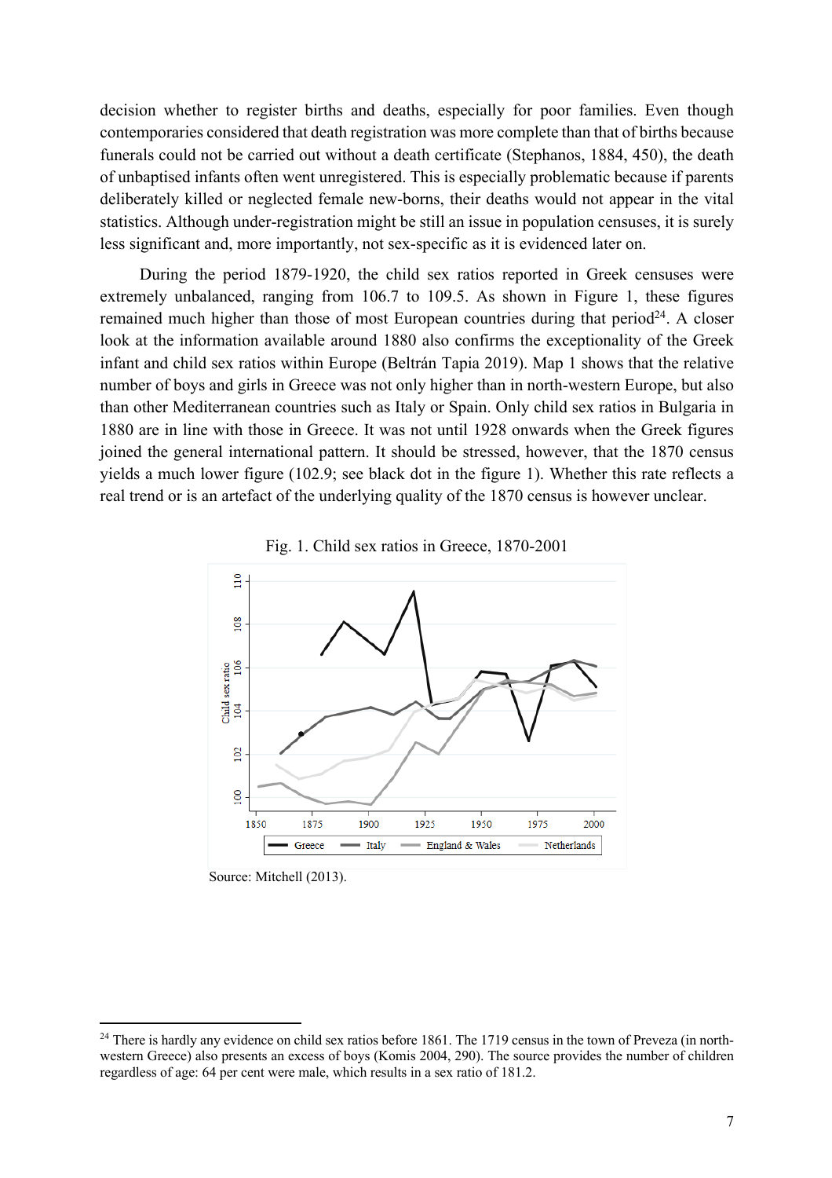decision whether to register births and deaths, especially for poor families. Even though contemporaries considered that death registration was more complete than that of births because funerals could not be carried out without a death certificate (Stephanos, 1884, 450), the death of unbaptised infants often went unregistered. This is especially problematic because if parents deliberately killed or neglected female new-borns, their deaths would not appear in the vital statistics. Although under-registration might be still an issue in population censuses, it is surely less significant and, more importantly, not sex-specific as it is evidenced later on.

During the period 1879-1920, the child sex ratios reported in Greek censuses were extremely unbalanced, ranging from 106.7 to 109.5. As shown in Figure 1, these figures remained much higher than those of most European countries during that period[24]. A closer look at the information available around 1880 also confirms the exceptionality of the Greek infant and child sex ratios within Europe (Beltrán Tapia 2019). Map 1 shows that the relative number of boys and girls in Greece was not only higher than in north-western Europe, but also than other Mediterranean countries such as Italy or Spain. Only child sex ratios in Bulgaria in 1880 are in line with those in Greece. It was not until 1928 onwards when the Greek figures joined the general international pattern. It should be stressed, however, that the 1870 census yields a much lower figure (102.9; see black dot in the figure 1). Whether this rate reflects a real trend or is an artefact of the underlying quality of the 1870 census is however unclear.

Fig. 1. Child sex ratios in Greece, 1870-2001

Source: Mitchell (2013).

[24] There is hardly any evidence on child sex ratios before 1861. The 1719 census in the town of Preveza (in north-western Greece) also presents an excess of boys (Komis 2004, 290). The source provides the number of children regardless of age: 64 per cent were male, which results in a sex ratio of 181.2.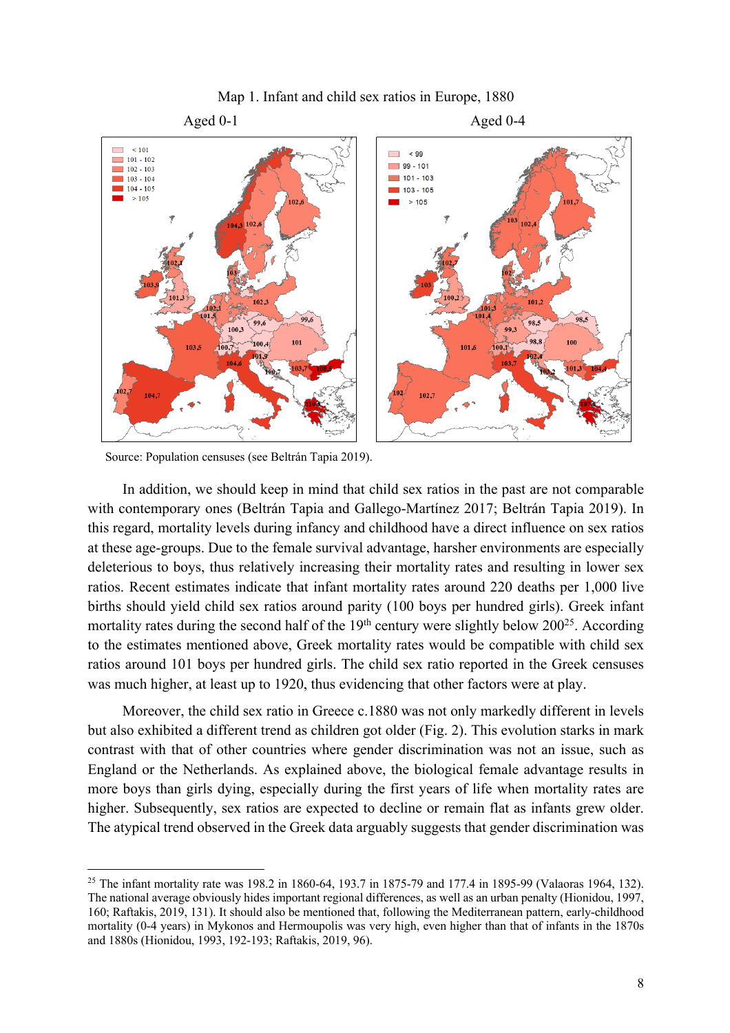Map 1. Infant and child sex ratios in Europe, 1880

Aged 0-1 Aged 0-4

Source: Population censuses (see Beltrán Tapia 2019).

In addition, we should keep in mind that child sex ratios in the past are not comparable with contemporary ones (Beltrán Tapia and Gallego-Martínez 2017; Beltrán Tapia 2019). In this regard, mortality levels during infancy and childhood have a direct influence on sex ratios at these age-groups. Due to the female survival advantage, harsher environments are especially deleterious to boys, thus relatively increasing their mortality rates and resulting in lower sex ratios. Recent estimates indicate that infant mortality rates around 220 deaths per 1,000 live births should yield child sex ratios around parity (100 boys per hundred girls). Greek infant mortality rates during the second half of the 19th century were slightly below 200[25]. According to the estimates mentioned above, Greek mortality rates would be compatible with child sex ratios around 101 boys per hundred girls. The child sex ratio reported in the Greek censuses was much higher, at least up to 1920, thus evidencing that other factors were at play.

Moreover, the child sex ratio in Greece c.1880 was not only markedly different in levels but also exhibited a different trend as children got older (Fig. 2). This evolution starks in mark contrast with that of other countries where gender discrimination was not an issue, such as England or the Netherlands. As explained above, the biological female advantage results in more boys than girls dying, especially during the first years of life when mortality rates are higher. Subsequently, sex ratios are expected to decline or remain flat as infants grew older. The atypical trend observed in the Greek data arguably suggests that gender discrimination was

[25] The infant mortality rate was 198.2 in 1860-64, 193.7 in 1875-79 and 177.4 in 1895-99 (Valaoras 1964, 132). The national average obviously hides important regional differences, as well as an urban penalty (Hionidou, 1997, 160; Raftakis, 2019, 131). It should also be mentioned that, following the Mediterranean pattern, early-childhood mortality (0-4 years) in Mykonos and Hermoupolis was very high, even higher than that of infants in the 1870s and 1880s (Hionidou, 1993, 192-193; Raftakis, 2019, 96).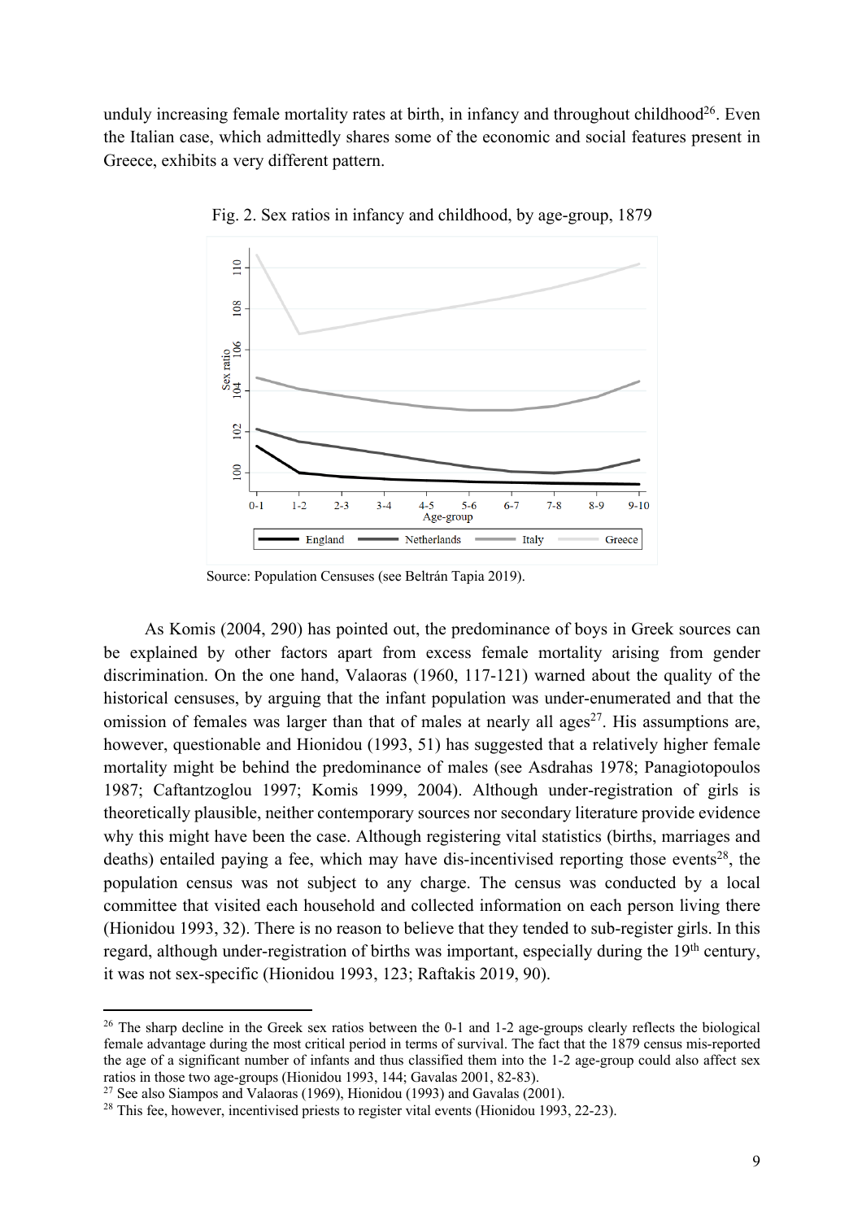unduly increasing female mortality rates at birth, in infancy and throughout childhood[26]. Even the Italian case, which admittedly shares some of the economic and social features present in Greece, exhibits a very different pattern.

Fig. 2. Sex ratios in infancy and childhood, by age-group, 1879

Source: Population Censuses (see Beltrán Tapia 2019).

As Komis (2004, 290) has pointed out, the predominance of boys in Greek sources can be explained by other factors apart from excess female mortality arising from gender discrimination. On the one hand, Valaoras (1960, 117-121) warned about the quality of the historical censuses, by arguing that the infant population was under-enumerated and that the omission of females was larger than that of males at nearly all ages[27]. His assumptions are, however, questionable and Hionidou (1993, 51) has suggested that a relatively higher female mortality might be behind the predominance of males (see Asdrahas 1978; Panagiotopoulos 1987; Caftantzoglou 1997; Komis 1999, 2004). Although under-registration of girls is theoretically plausible, neither contemporary sources nor secondary literature provide evidence why this might have been the case. Although registering vital statistics (births, marriages and deaths) entailed paying a fee, which may have dis-incentivised reporting those events[28], the population census was not subject to any charge. The census was conducted by a local committee that visited each household and collected information on each person living there (Hionidou 1993, 32). There is no reason to believe that they tended to sub-register girls. In this regard, although under-registration of births was important, especially during the 19th century, it was not sex-specific (Hionidou 1993, 123; Raftakis 2019, 90).

[26] The sharp decline in the Greek sex ratios between the 0-1 and 1-2 age-groups clearly reflects the biological female advantage during the most critical period in terms of survival. The fact that the 1879 census mis-reported the age of a significant number of infants and thus classified them into the 1-2 age-group could also affect sex ratios in those two age-groups (Hionidou 1993, 144; Gavalas 2001, 82-83).

[27] See also Siampos and Valaoras (1969), Hionidou (1993) and Gavalas (2001).

[28] This fee, however, incentivised priests to register vital events (Hionidou 1993, 22-23).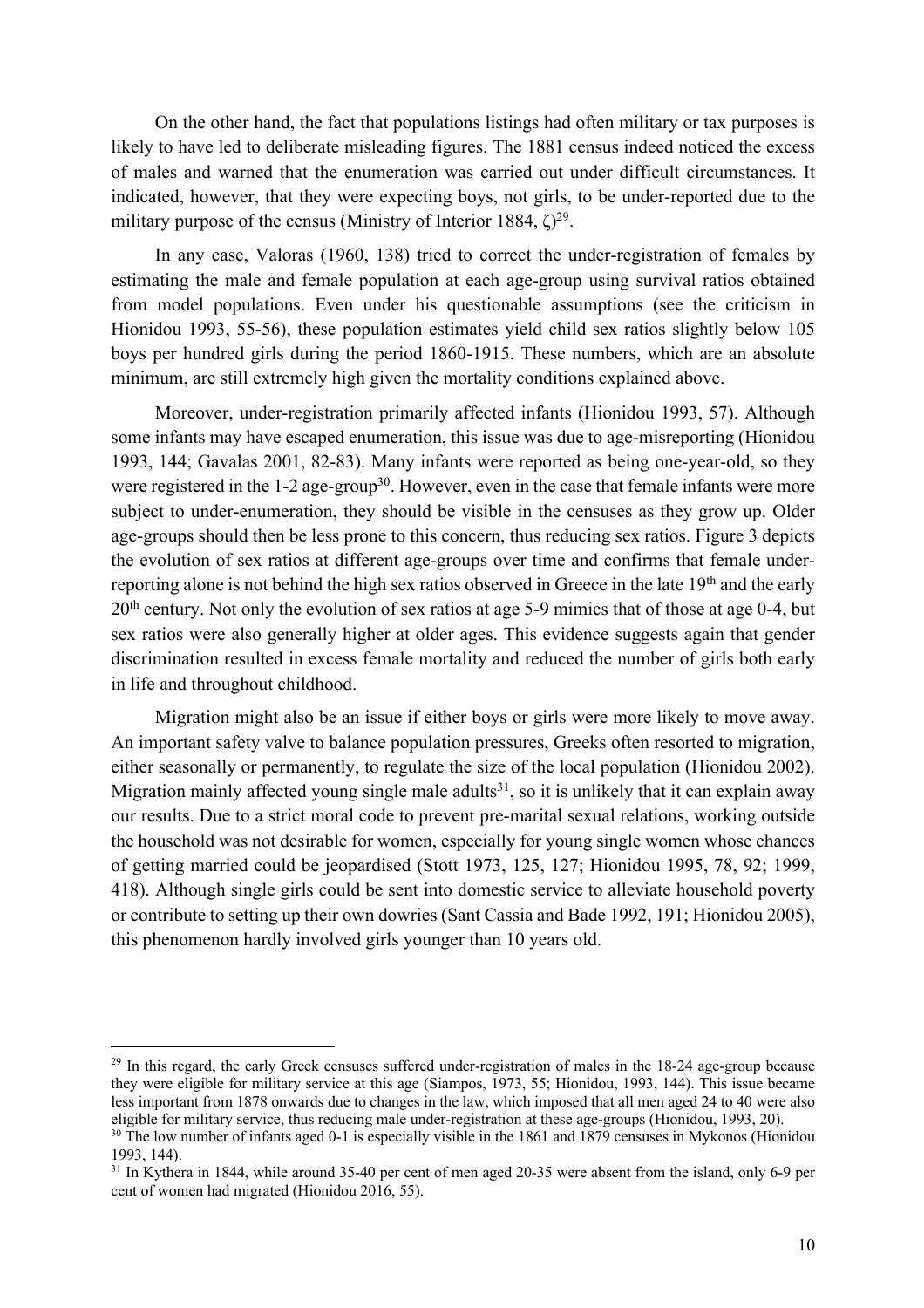On the other hand, the fact that populations listings had often military or tax purposes is likely to have led to deliberate misleading figures. The 1881 census indeed noticed the excess of males and warned that the enumeration was carried out under difficult circumstances. It indicated, however, that they were expecting boys, not girls, to be under-reported due to the military purpose of the census (Ministry of Interior 1884, ζ)[29].

In any case, Valoras (1960, 138) tried to correct the under-registration of females by estimating the male and female population at each age-group using survival ratios obtained from model populations. Even under his questionable assumptions (see the criticism in Hionidou 1993, 55-56), these population estimates yield child sex ratios slightly below 105 boys per hundred girls during the period 1860-1915. These numbers, which are an absolute minimum, are still extremely high given the mortality conditions explained above.

Moreover, under-registration primarily affected infants (Hionidou 1993, 57). Although some infants may have escaped enumeration, this issue was due to age-misreporting (Hionidou 1993, 144; Gavalas 2001, 82-83). Many infants were reported as being one-year-old, so they were registered in the 1-2 age-group[30]. However, even in the case that female infants were more subject to under-enumeration, they should be visible in the censuses as they grow up. Older age-groups should then be less prone to this concern, thus reducing sex ratios. Figure 3 depicts the evolution of sex ratios at different age-groups over time and confirms that female under-reporting alone is not behind the high sex ratios observed in Greece in the late 19th and the early 20th century. Not only the evolution of sex ratios at age 5-9 mimics that of those at age 0-4, but sex ratios were also generally higher at older ages. This evidence suggests again that gender discrimination resulted in excess female mortality and reduced the number of girls both early in life and throughout childhood.

Migration might also be an issue if either boys or girls were more likely to move away. An important safety valve to balance population pressures, Greeks often resorted to migration, either seasonally or permanently, to regulate the size of the local population (Hionidou 2002). Migration mainly affected young single male adults[31], so it is unlikely that it can explain away our results. Due to a strict moral code to prevent pre-marital sexual relations, working outside the household was not desirable for women, especially for young single women whose chances of getting married could be jeopardised (Stott 1973, 125, 127; Hionidou 1995, 78, 92; 1999, 418). Although single girls could be sent into domestic service to alleviate household poverty or contribute to setting up their own dowries (Sant Cassia and Bade 1992, 191; Hionidou 2005), this phenomenon hardly involved girls younger than 10 years old.

---

[29] In this regard, the early Greek censuses suffered under-registration of males in the 18-24 age-group because they were eligible for military service at this age (Siampos, 1973, 55; Hionidou, 1993, 144). This issue became less important from 1878 onwards due to changes in the law, which imposed that all men aged 24 to 40 were also eligible for military service, thus reducing male under-registration at these age-groups (Hionidou, 1993, 20).

[30] The low number of infants aged 0-1 is especially visible in the 1861 and 1879 censuses in Mykonos (Hionidou 1993, 144).

[31] In Kythera in 1844, while around 35-40 per cent of men aged 20-35 were absent from the island, only 6-9 per cent of women had migrated (Hionidou 2016, 55).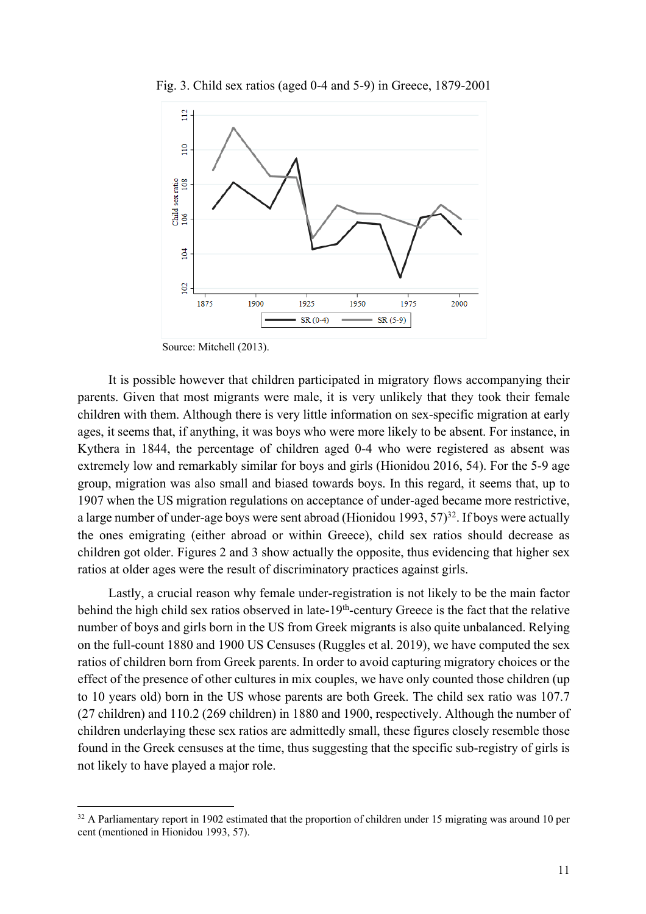Fig. 3. Child sex ratios (aged 0-4 and 5-9) in Greece, 1879-2001

Source: Mitchell (2013).

It is possible however that children participated in migratory flows accompanying their parents. Given that most migrants were male, it is very unlikely that they took their female children with them. Although there is very little information on sex-specific migration at early ages, it seems that, if anything, it was boys who were more likely to be absent. For instance, in Kythera in 1844, the percentage of children aged 0-4 who were registered as absent was extremely low and remarkably similar for boys and girls (Hionidou 2016, 54). For the 5-9 age group, migration was also small and biased towards boys. In this regard, it seems that, up to 1907 when the US migration regulations on acceptance of under-aged became more restrictive, a large number of under-age boys were sent abroad (Hionidou 1993, 57)[32]. If boys were actually the ones emigrating (either abroad or within Greece), child sex ratios should decrease as children got older. Figures 2 and 3 show actually the opposite, thus evidencing that higher sex ratios at older ages were the result of discriminatory practices against girls.

Lastly, a crucial reason why female under-registration is not likely to be the main factor behind the high child sex ratios observed in late-19th-century Greece is the fact that the relative number of boys and girls born in the US from Greek migrants is also quite unbalanced. Relying on the full-count 1880 and 1900 US Censuses (Ruggles et al. 2019), we have computed the sex ratios of children born from Greek parents. In order to avoid capturing migratory choices or the effect of the presence of other cultures in mix couples, we have only counted those children (up to 10 years old) born in the US whose parents are both Greek. The child sex ratio was 107.7 (27 children) and 110.2 (269 children) in 1880 and 1900, respectively. Although the number of children underlaying these sex ratios are admittedly small, these figures closely resemble those found in the Greek censuses at the time, thus suggesting that the specific sub-registry of girls is not likely to have played a major role.

[32] A Parliamentary report in 1902 estimated that the proportion of children under 15 migrating was around 10 per cent (mentioned in Hionidou 1993, 57).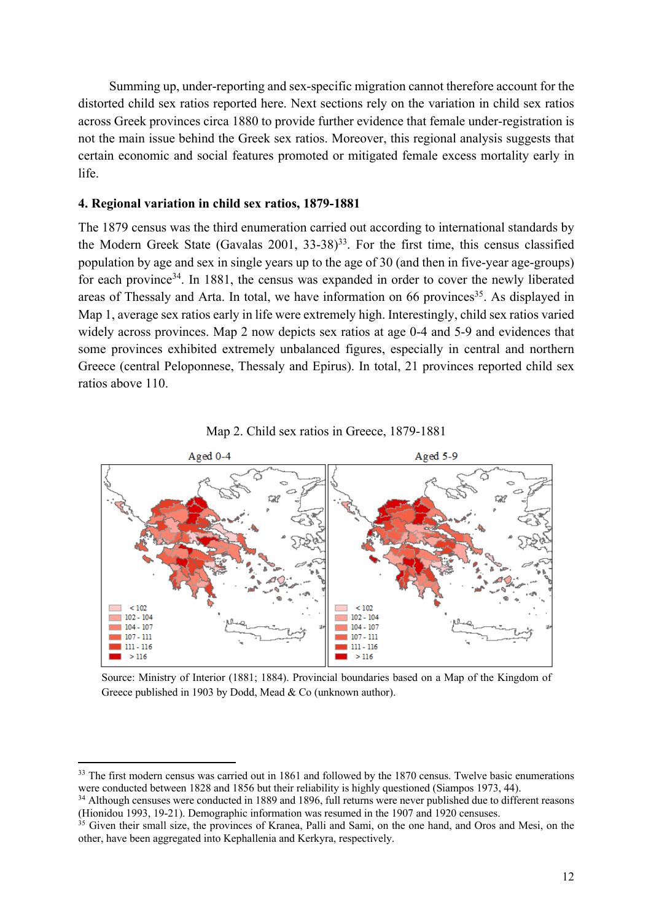Summing up, under-reporting and sex-specific migration cannot therefore account for the distorted child sex ratios reported here. Next sections rely on the variation in child sex ratios across Greek provinces circa 1880 to provide further evidence that female under-registration is not the main issue behind the Greek sex ratios. Moreover, this regional analysis suggests that certain economic and social features promoted or mitigated female excess mortality early in life.

## 4. Regional variation in child sex ratios, 1879-1881

The 1879 census was the third enumeration carried out according to international standards by the Modern Greek State (Gavalas 2001, 33-38)[33]. For the first time, this census classified population by age and sex in single years up to the age of 30 (and then in five-year age-groups) for each province[34]. In 1881, the census was expanded in order to cover the newly liberated areas of Thessaly and Arta. In total, we have information on 66 provinces[35]. As displayed in Map 1, average sex ratios early in life were extremely high. Interestingly, child sex ratios varied widely across provinces. Map 2 now depicts sex ratios at age 0-4 and 5-9 and evidences that some provinces exhibited extremely unbalanced figures, especially in central and northern Greece (central Peloponnese, Thessaly and Epirus). In total, 21 provinces reported child sex ratios above 110.

Map 2. Child sex ratios in Greece, 1879-1881

Aged 0-4 | Aged 5-9

Legend: < 102; 102 - 104; 104 - 107; 107 - 111; 111 - 116; > 116

Source: Ministry of Interior (1881; 1884). Provincial boundaries based on a Map of the Kingdom of Greece published in 1903 by Dodd, Mead & Co (unknown author).

---

[33] The first modern census was carried out in 1861 and followed by the 1870 census. Twelve basic enumerations were conducted between 1828 and 1856 but their reliability is highly questioned (Siampos 1973, 44).

[34] Although censuses were conducted in 1889 and 1896, full returns were never published due to different reasons (Hionidou 1993, 19-21). Demographic information was resumed in the 1907 and 1920 censuses.

[35] Given their small size, the provinces of Kranea, Palli and Sami, on the one hand, and Oros and Mesi, on the other, have been aggregated into Kephallenia and Kerkyra, respectively.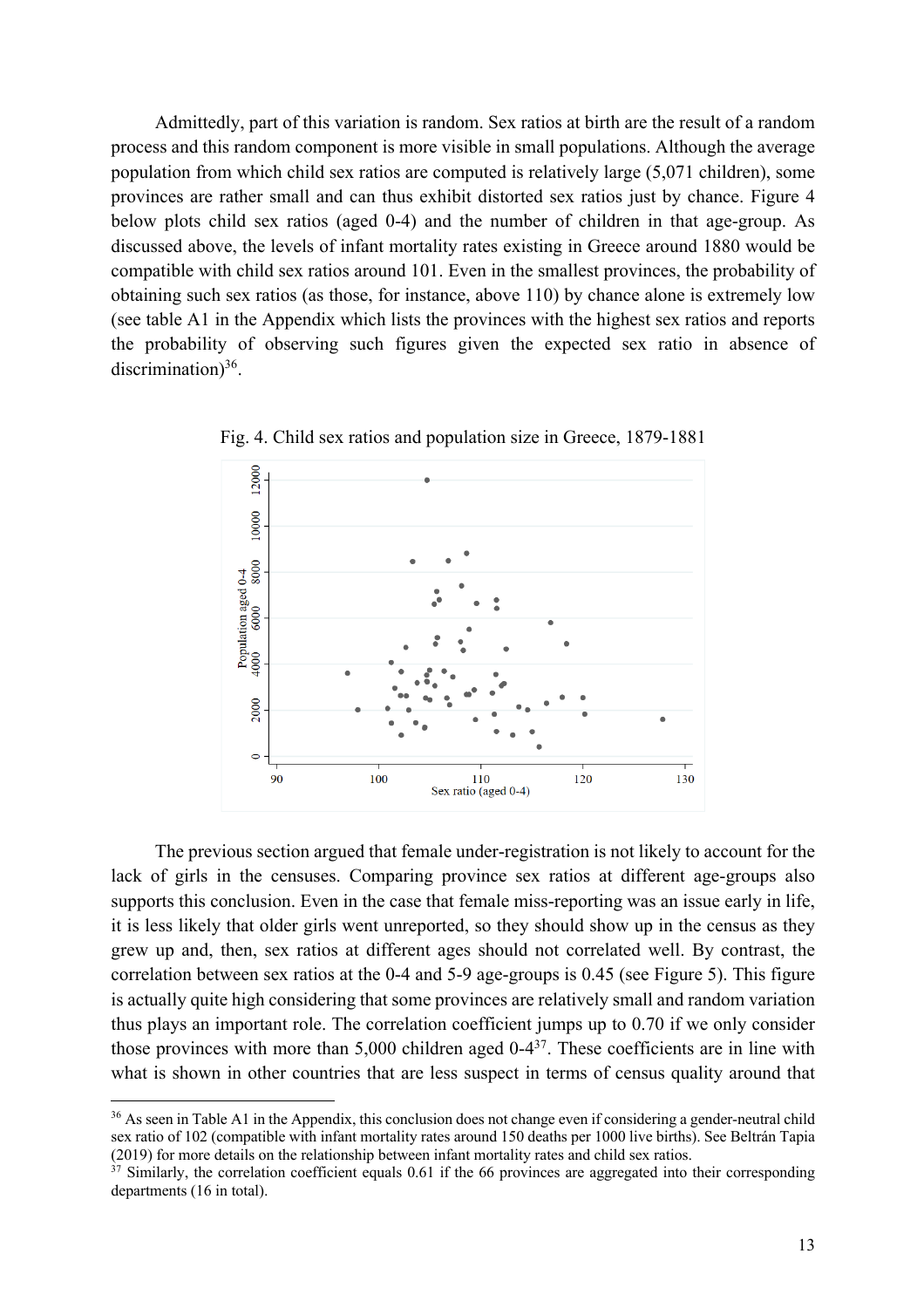Admittedly, part of this variation is random. Sex ratios at birth are the result of a random process and this random component is more visible in small populations. Although the average population from which child sex ratios are computed is relatively large (5,071 children), some provinces are rather small and can thus exhibit distorted sex ratios just by chance. Figure 4 below plots child sex ratios (aged 0-4) and the number of children in that age-group. As discussed above, the levels of infant mortality rates existing in Greece around 1880 would be compatible with child sex ratios around 101. Even in the smallest provinces, the probability of obtaining such sex ratios (as those, for instance, above 110) by chance alone is extremely low (see table A1 in the Appendix which lists the provinces with the highest sex ratios and reports the probability of observing such figures given the expected sex ratio in absence of discrimination)[36].

Fig. 4. Child sex ratios and population size in Greece, 1879-1881

The previous section argued that female under-registration is not likely to account for the lack of girls in the censuses. Comparing province sex ratios at different age-groups also supports this conclusion. Even in the case that female miss-reporting was an issue early in life, it is less likely that older girls went unreported, so they should show up in the census as they grew up and, then, sex ratios at different ages should not correlated well. By contrast, the correlation between sex ratios at the 0-4 and 5-9 age-groups is 0.45 (see Figure 5). This figure is actually quite high considering that some provinces are relatively small and random variation thus plays an important role. The correlation coefficient jumps up to 0.70 if we only consider those provinces with more than 5,000 children aged 0-4[37]. These coefficients are in line with what is shown in other countries that are less suspect in terms of census quality around that

[36] As seen in Table A1 in the Appendix, this conclusion does not change even if considering a gender-neutral child sex ratio of 102 (compatible with infant mortality rates around 150 deaths per 1000 live births). See Beltrán Tapia (2019) for more details on the relationship between infant mortality rates and child sex ratios.

[37] Similarly, the correlation coefficient equals 0.61 if the 66 provinces are aggregated into their corresponding departments (16 in total).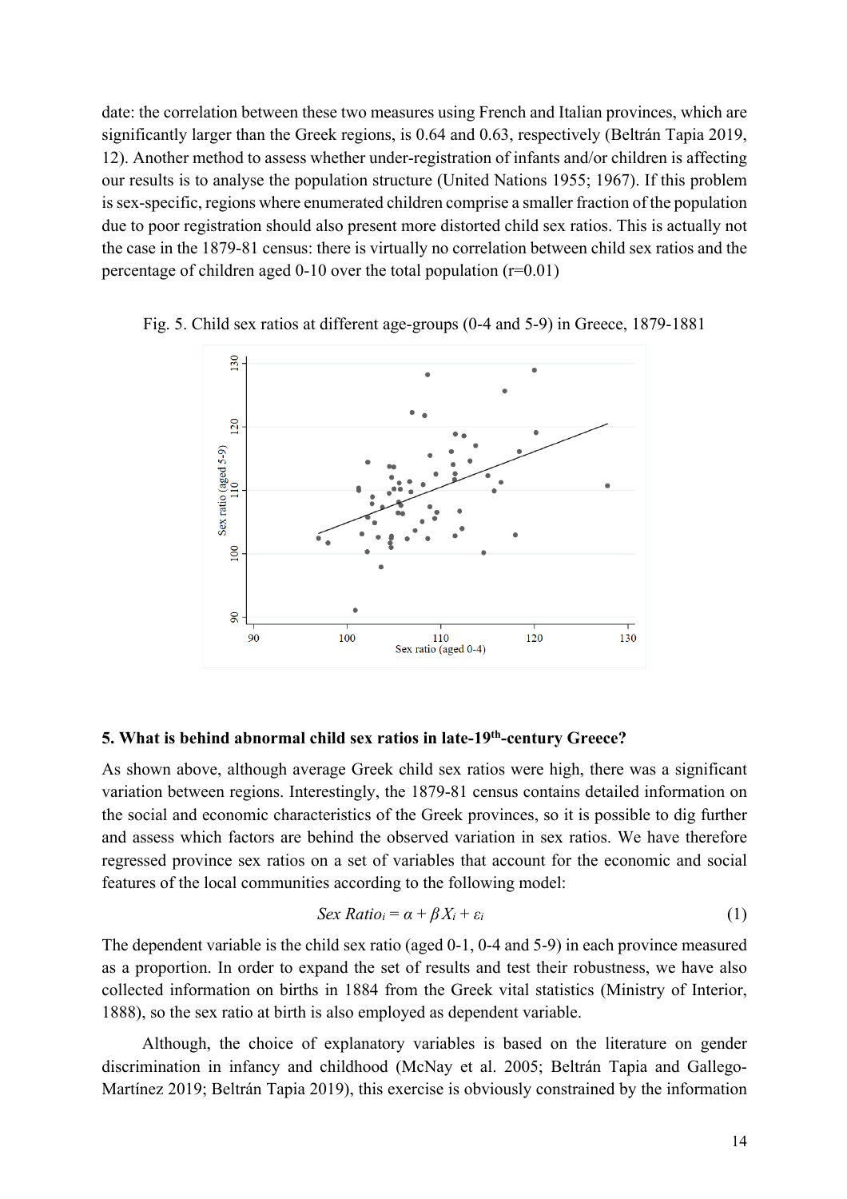date: the correlation between these two measures using French and Italian provinces, which are significantly larger than the Greek regions, is 0.64 and 0.63, respectively (Beltrán Tapia 2019, 12). Another method to assess whether under-registration of infants and/or children is affecting our results is to analyse the population structure (United Nations 1955; 1967). If this problem is sex-specific, regions where enumerated children comprise a smaller fraction of the population due to poor registration should also present more distorted child sex ratios. This is actually not the case in the 1879-81 census: there is virtually no correlation between child sex ratios and the percentage of children aged 0-10 over the total population (r=0.01)

Fig. 5. Child sex ratios at different age-groups (0-4 and 5-9) in Greece, 1879-1881

## 5. What is behind abnormal child sex ratios in late-19th-century Greece?

As shown above, although average Greek child sex ratios were high, there was a significant variation between regions. Interestingly, the 1879-81 census contains detailed information on the social and economic characteristics of the Greek provinces, so it is possible to dig further and assess which factors are behind the observed variation in sex ratios. We have therefore regressed province sex ratios on a set of variables that account for the economic and social features of the local communities according to the following model:

$$Sex\ Ratio_i = \alpha + \beta X_i + \varepsilon_i \tag{1}$$

The dependent variable is the child sex ratio (aged 0-1, 0-4 and 5-9) in each province measured as a proportion. In order to expand the set of results and test their robustness, we have also collected information on births in 1884 from the Greek vital statistics (Ministry of Interior, 1888), so the sex ratio at birth is also employed as dependent variable.

Although, the choice of explanatory variables is based on the literature on gender discrimination in infancy and childhood (McNay et al. 2005; Beltrán Tapia and Gallego-Martínez 2019; Beltrán Tapia 2019), this exercise is obviously constrained by the information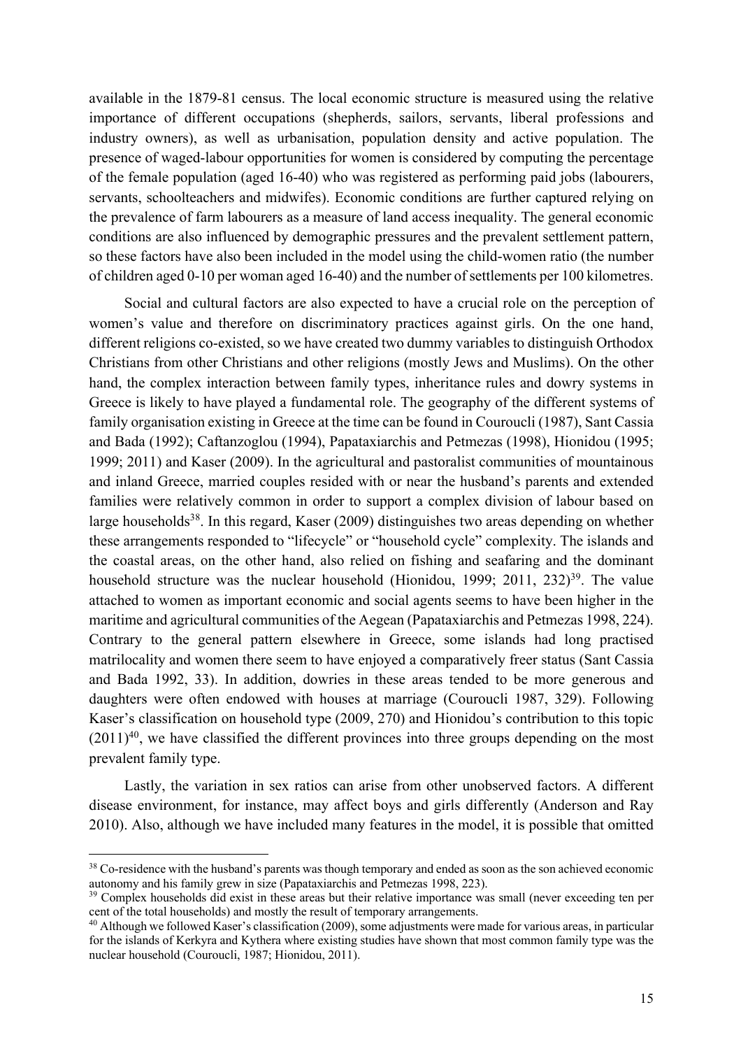available in the 1879-81 census. The local economic structure is measured using the relative importance of different occupations (shepherds, sailors, servants, liberal professions and industry owners), as well as urbanisation, population density and active population. The presence of waged-labour opportunities for women is considered by computing the percentage of the female population (aged 16-40) who was registered as performing paid jobs (labourers, servants, schoolteachers and midwifes). Economic conditions are further captured relying on the prevalence of farm labourers as a measure of land access inequality. The general economic conditions are also influenced by demographic pressures and the prevalent settlement pattern, so these factors have also been included in the model using the child-women ratio (the number of children aged 0-10 per woman aged 16-40) and the number of settlements per 100 kilometres.

Social and cultural factors are also expected to have a crucial role on the perception of women's value and therefore on discriminatory practices against girls. On the one hand, different religions co-existed, so we have created two dummy variables to distinguish Orthodox Christians from other Christians and other religions (mostly Jews and Muslims). On the other hand, the complex interaction between family types, inheritance rules and dowry systems in Greece is likely to have played a fundamental role. The geography of the different systems of family organisation existing in Greece at the time can be found in Couroucli (1987), Sant Cassia and Bada (1992); Caftanzoglou (1994), Papataxiarchis and Petmezas (1998), Hionidou (1995; 1999; 2011) and Kaser (2009). In the agricultural and pastoralist communities of mountainous and inland Greece, married couples resided with or near the husband's parents and extended families were relatively common in order to support a complex division of labour based on large households[38]. In this regard, Kaser (2009) distinguishes two areas depending on whether these arrangements responded to "lifecycle" or "household cycle" complexity. The islands and the coastal areas, on the other hand, also relied on fishing and seafaring and the dominant household structure was the nuclear household (Hionidou, 1999; 2011, 232)[39]. The value attached to women as important economic and social agents seems to have been higher in the maritime and agricultural communities of the Aegean (Papataxiarchis and Petmezas 1998, 224). Contrary to the general pattern elsewhere in Greece, some islands had long practised matrilocality and women there seem to have enjoyed a comparatively freer status (Sant Cassia and Bada 1992, 33). In addition, dowries in these areas tended to be more generous and daughters were often endowed with houses at marriage (Couroucli 1987, 329). Following Kaser's classification on household type (2009, 270) and Hionidou's contribution to this topic (2011)[40], we have classified the different provinces into three groups depending on the most prevalent family type.

Lastly, the variation in sex ratios can arise from other unobserved factors. A different disease environment, for instance, may affect boys and girls differently (Anderson and Ray 2010). Also, although we have included many features in the model, it is possible that omitted

---

[38] Co-residence with the husband's parents was though temporary and ended as soon as the son achieved economic autonomy and his family grew in size (Papataxiarchis and Petmezas 1998, 223).

[39] Complex households did exist in these areas but their relative importance was small (never exceeding ten per cent of the total households) and mostly the result of temporary arrangements.

[40] Although we followed Kaser's classification (2009), some adjustments were made for various areas, in particular for the islands of Kerkyra and Kythera where existing studies have shown that most common family type was the nuclear household (Couroucli, 1987; Hionidou, 2011).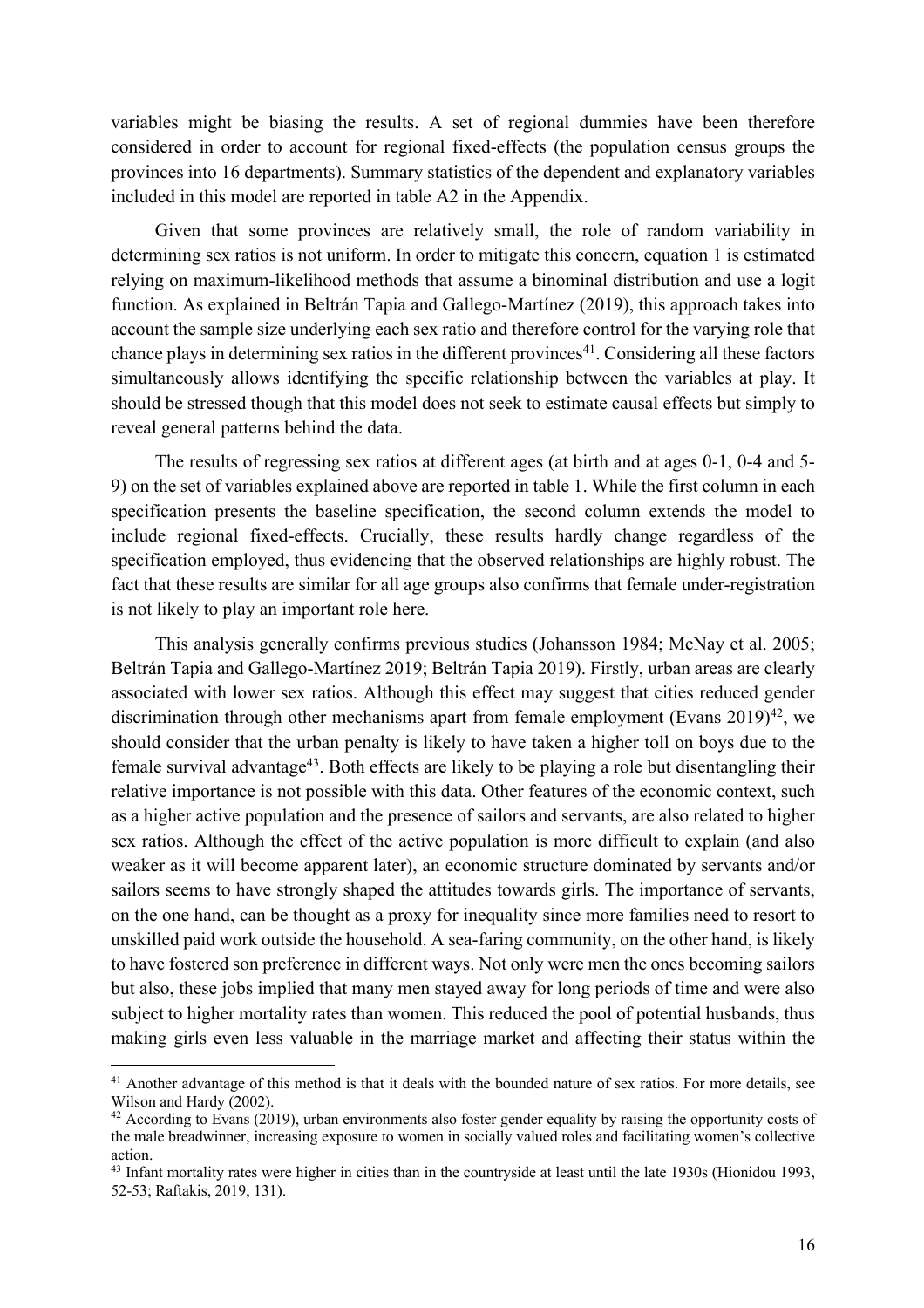variables might be biasing the results. A set of regional dummies have been therefore considered in order to account for regional fixed-effects (the population census groups the provinces into 16 departments). Summary statistics of the dependent and explanatory variables included in this model are reported in table A2 in the Appendix.

Given that some provinces are relatively small, the role of random variability in determining sex ratios is not uniform. In order to mitigate this concern, equation 1 is estimated relying on maximum-likelihood methods that assume a binominal distribution and use a logit function. As explained in Beltrán Tapia and Gallego-Martínez (2019), this approach takes into account the sample size underlying each sex ratio and therefore control for the varying role that chance plays in determining sex ratios in the different provinces[41]. Considering all these factors simultaneously allows identifying the specific relationship between the variables at play. It should be stressed though that this model does not seek to estimate causal effects but simply to reveal general patterns behind the data.

The results of regressing sex ratios at different ages (at birth and at ages 0-1, 0-4 and 5-9) on the set of variables explained above are reported in table 1. While the first column in each specification presents the baseline specification, the second column extends the model to include regional fixed-effects. Crucially, these results hardly change regardless of the specification employed, thus evidencing that the observed relationships are highly robust. The fact that these results are similar for all age groups also confirms that female under-registration is not likely to play an important role here.

This analysis generally confirms previous studies (Johansson 1984; McNay et al. 2005; Beltrán Tapia and Gallego-Martínez 2019; Beltrán Tapia 2019). Firstly, urban areas are clearly associated with lower sex ratios. Although this effect may suggest that cities reduced gender discrimination through other mechanisms apart from female employment (Evans 2019)[42], we should consider that the urban penalty is likely to have taken a higher toll on boys due to the female survival advantage[43]. Both effects are likely to be playing a role but disentangling their relative importance is not possible with this data. Other features of the economic context, such as a higher active population and the presence of sailors and servants, are also related to higher sex ratios. Although the effect of the active population is more difficult to explain (and also weaker as it will become apparent later), an economic structure dominated by servants and/or sailors seems to have strongly shaped the attitudes towards girls. The importance of servants, on the one hand, can be thought as a proxy for inequality since more families need to resort to unskilled paid work outside the household. A sea-faring community, on the other hand, is likely to have fostered son preference in different ways. Not only were men the ones becoming sailors but also, these jobs implied that many men stayed away for long periods of time and were also subject to higher mortality rates than women. This reduced the pool of potential husbands, thus making girls even less valuable in the marriage market and affecting their status within the

[41] Another advantage of this method is that it deals with the bounded nature of sex ratios. For more details, see Wilson and Hardy (2002).

[42] According to Evans (2019), urban environments also foster gender equality by raising the opportunity costs of the male breadwinner, increasing exposure to women in socially valued roles and facilitating women's collective action.

[43] Infant mortality rates were higher in cities than in the countryside at least until the late 1930s (Hionidou 1993, 52-53; Raftakis, 2019, 131).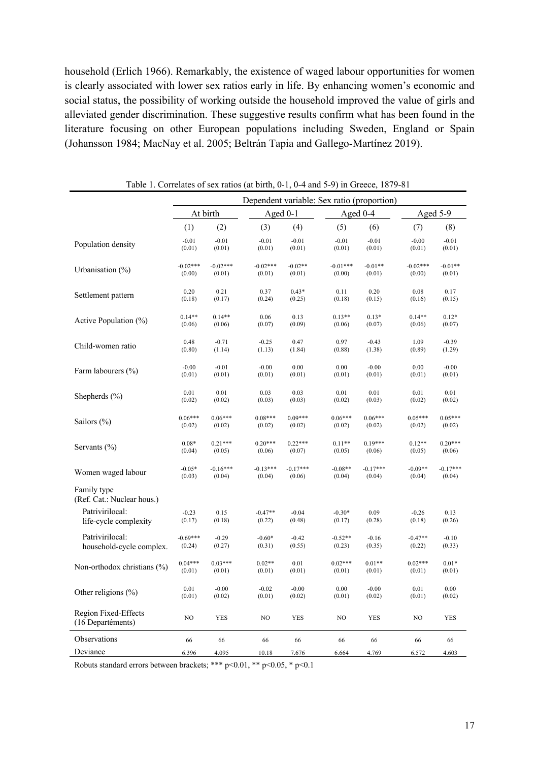household (Erlich 1966). Remarkably, the existence of waged labour opportunities for women is clearly associated with lower sex ratios early in life. By enhancing women's economic and social status, the possibility of working outside the household improved the value of girls and alleviated gender discrimination. These suggestive results confirm what has been found in the literature focusing on other European populations including Sweden, England or Spain (Johansson 1984; MacNay et al. 2005; Beltrán Tapia and Gallego-Martínez 2019).

Table 1. Correlates of sex ratios (at birth, 0-1, 0-4 and 5-9) in Greece, 1879-81

| | Dependent variable: Sex ratio (proportion) | | | | | | | |
|---|---|---|---|---|---|---|---|---|
| | At birth | | Aged 0-1 | | Aged 0-4 | | Aged 5-9 | |
| | (1) | (2) | (3) | (4) | (5) | (6) | (7) | (8) |
| Population density | -0.01<br>(0.01) | -0.01<br>(0.01) | -0.01<br>(0.01) | -0.01<br>(0.01) | -0.01<br>(0.01) | -0.01<br>(0.01) | -0.00<br>(0.01) | -0.01<br>(0.01) |
| Urbanisation (%) | -0.02***<br>(0.00) | -0.02***<br>(0.01) | -0.02***<br>(0.01) | -0.02**<br>(0.01) | -0.01***<br>(0.00) | -0.01**<br>(0.01) | -0.02***<br>(0.00) | -0.01**<br>(0.01) |
| Settlement pattern | 0.20<br>(0.18) | 0.21<br>(0.17) | 0.37<br>(0.24) | 0.43*<br>(0.25) | 0.11<br>(0.18) | 0.20<br>(0.15) | 0.08<br>(0.16) | 0.17<br>(0.15) |
| Active Population (%) | 0.14**<br>(0.06) | 0.14**<br>(0.06) | 0.06<br>(0.07) | 0.13<br>(0.09) | 0.13**<br>(0.06) | 0.13*<br>(0.07) | 0.14**<br>(0.06) | 0.12*<br>(0.07) |
| Child-women ratio | 0.48<br>(0.80) | -0.71<br>(1.14) | -0.25<br>(1.13) | 0.47<br>(1.84) | 0.97<br>(0.88) | -0.43<br>(1.38) | 1.09<br>(0.89) | -0.39<br>(1.29) |
| Farm labourers (%) | -0.00<br>(0.01) | -0.01<br>(0.01) | -0.00<br>(0.01) | 0.00<br>(0.01) | 0.00<br>(0.01) | -0.00<br>(0.01) | 0.00<br>(0.01) | -0.00<br>(0.01) |
| Shepherds (%) | 0.01<br>(0.02) | 0.01<br>(0.02) | 0.03<br>(0.03) | 0.03<br>(0.03) | 0.01<br>(0.02) | 0.01<br>(0.03) | 0.01<br>(0.02) | 0.01<br>(0.02) |
| Sailors (%) | 0.06***<br>(0.02) | 0.06***<br>(0.02) | 0.08***<br>(0.02) | 0.09***<br>(0.02) | 0.06***<br>(0.02) | 0.06***<br>(0.02) | 0.05***<br>(0.02) | 0.05***<br>(0.02) |
| Servants (%) | 0.08*<br>(0.04) | 0.21***<br>(0.05) | 0.20***<br>(0.06) | 0.22***<br>(0.07) | 0.11**<br>(0.05) | 0.19***<br>(0.06) | 0.12**<br>(0.05) | 0.20***<br>(0.06) |
| Women waged labour | -0.05*<br>(0.03) | -0.16***<br>(0.04) | -0.13***<br>(0.04) | -0.17***<br>(0.06) | -0.08**<br>(0.04) | -0.17***<br>(0.04) | -0.09**<br>(0.04) | -0.17***<br>(0.04) |
| Family type<br>(Ref. Cat.: Nuclear hous.) | | | | | | | | |
| Patrivirilocal:<br>life-cycle complexity | -0.23<br>(0.17) | 0.15<br>(0.18) | -0.47**<br>(0.22) | -0.04<br>(0.48) | -0.30*<br>(0.17) | 0.09<br>(0.28) | -0.26<br>(0.18) | 0.13<br>(0.26) |
| Patrivirilocal:<br>household-cycle complex. | -0.69***<br>(0.24) | -0.29<br>(0.27) | -0.60*<br>(0.31) | -0.42<br>(0.55) | -0.52**<br>(0.23) | -0.16<br>(0.35) | -0.47**<br>(0.22) | -0.10<br>(0.33) |
| Non-orthodox christians (%) | 0.04***<br>(0.01) | 0.03***<br>(0.01) | 0.02**<br>(0.01) | 0.01<br>(0.01) | 0.02***<br>(0.01) | 0.01**<br>(0.01) | 0.02***<br>(0.01) | 0.01*<br>(0.01) |
| Other religions (%) | 0.01<br>(0.01) | -0.00<br>(0.02) | -0.02<br>(0.01) | -0.00<br>(0.02) | 0.00<br>(0.01) | -0.00<br>(0.02) | 0.01<br>(0.01) | 0.00<br>(0.02) |
| Region Fixed-Effects<br>(16 Departéments) | NO | YES | NO | YES | NO | YES | NO | YES |
| Observations | 66 | 66 | 66 | 66 | 66 | 66 | 66 | 66 |
| Deviance | 6.396 | 4.095 | 10.18 | 7.676 | 6.664 | 4.769 | 6.572 | 4.603 |

Robuts standard errors between brackets; *** p<0.01, ** p<0.05, * p<0.1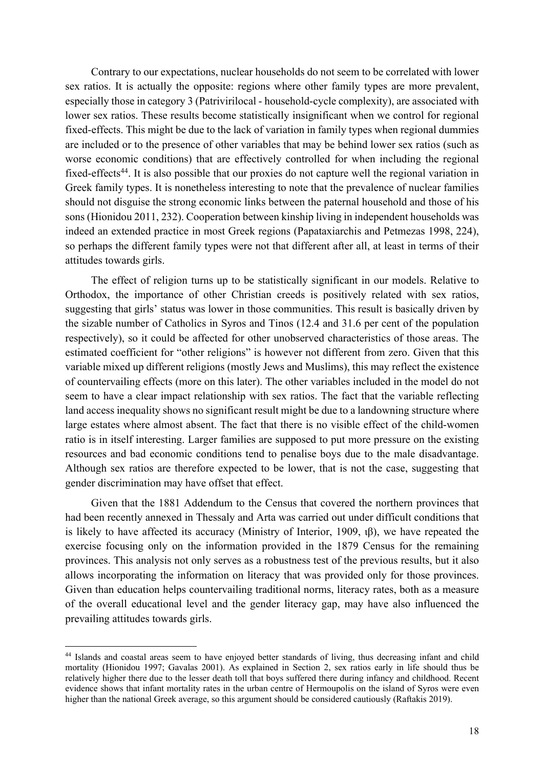Contrary to our expectations, nuclear households do not seem to be correlated with lower sex ratios. It is actually the opposite: regions where other family types are more prevalent, especially those in category 3 (Patrivirilocal - household-cycle complexity), are associated with lower sex ratios. These results become statistically insignificant when we control for regional fixed-effects. This might be due to the lack of variation in family types when regional dummies are included or to the presence of other variables that may be behind lower sex ratios (such as worse economic conditions) that are effectively controlled for when including the regional fixed-effects[44]. It is also possible that our proxies do not capture well the regional variation in Greek family types. It is nonetheless interesting to note that the prevalence of nuclear families should not disguise the strong economic links between the paternal household and those of his sons (Hionidou 2011, 232). Cooperation between kinship living in independent households was indeed an extended practice in most Greek regions (Papataxiarchis and Petmezas 1998, 224), so perhaps the different family types were not that different after all, at least in terms of their attitudes towards girls.

The effect of religion turns up to be statistically significant in our models. Relative to Orthodox, the importance of other Christian creeds is positively related with sex ratios, suggesting that girls' status was lower in those communities. This result is basically driven by the sizable number of Catholics in Syros and Tinos (12.4 and 31.6 per cent of the population respectively), so it could be affected for other unobserved characteristics of those areas. The estimated coefficient for "other religions" is however not different from zero. Given that this variable mixed up different religions (mostly Jews and Muslims), this may reflect the existence of countervailing effects (more on this later). The other variables included in the model do not seem to have a clear impact relationship with sex ratios. The fact that the variable reflecting land access inequality shows no significant result might be due to a landowning structure where large estates where almost absent. The fact that there is no visible effect of the child-women ratio is in itself interesting. Larger families are supposed to put more pressure on the existing resources and bad economic conditions tend to penalise boys due to the male disadvantage. Although sex ratios are therefore expected to be lower, that is not the case, suggesting that gender discrimination may have offset that effect.

Given that the 1881 Addendum to the Census that covered the northern provinces that had been recently annexed in Thessaly and Arta was carried out under difficult conditions that is likely to have affected its accuracy (Ministry of Interior, 1909, ιβ), we have repeated the exercise focusing only on the information provided in the 1879 Census for the remaining provinces. This analysis not only serves as a robustness test of the previous results, but it also allows incorporating the information on literacy that was provided only for those provinces. Given than education helps countervailing traditional norms, literacy rates, both as a measure of the overall educational level and the gender literacy gap, may have also influenced the prevailing attitudes towards girls.

[44] Islands and coastal areas seem to have enjoyed better standards of living, thus decreasing infant and child mortality (Hionidou 1997; Gavalas 2001). As explained in Section 2, sex ratios early in life should thus be relatively higher there due to the lesser death toll that boys suffered there during infancy and childhood. Recent evidence shows that infant mortality rates in the urban centre of Hermoupolis on the island of Syros were even higher than the national Greek average, so this argument should be considered cautiously (Raftakis 2019).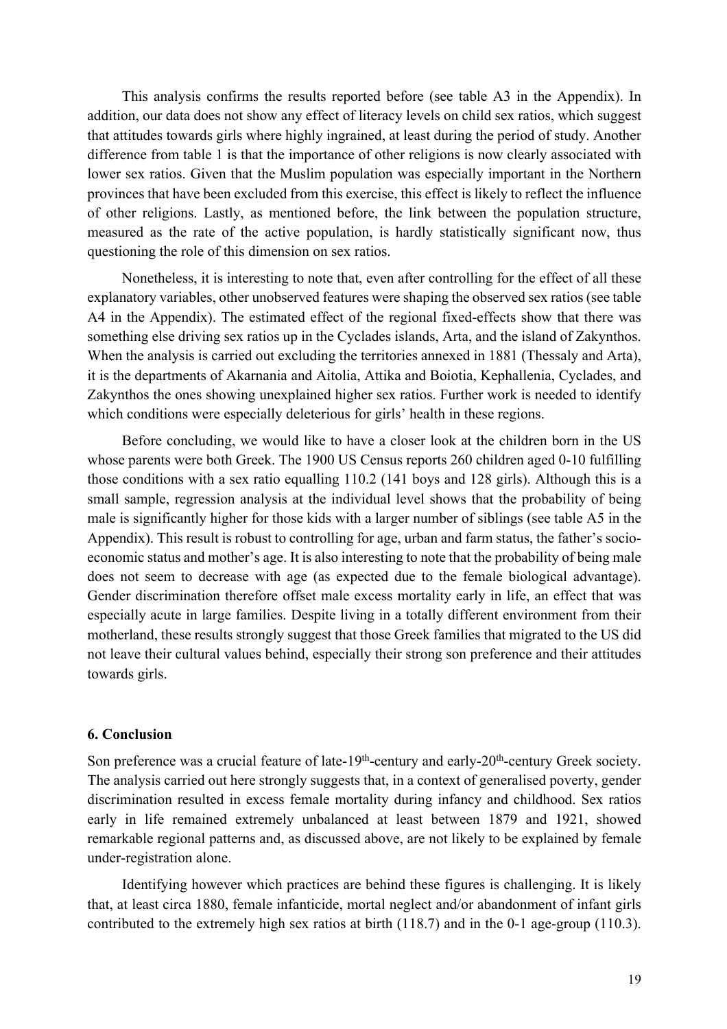This analysis confirms the results reported before (see table A3 in the Appendix). In addition, our data does not show any effect of literacy levels on child sex ratios, which suggest that attitudes towards girls where highly ingrained, at least during the period of study. Another difference from table 1 is that the importance of other religions is now clearly associated with lower sex ratios. Given that the Muslim population was especially important in the Northern provinces that have been excluded from this exercise, this effect is likely to reflect the influence of other religions. Lastly, as mentioned before, the link between the population structure, measured as the rate of the active population, is hardly statistically significant now, thus questioning the role of this dimension on sex ratios.

Nonetheless, it is interesting to note that, even after controlling for the effect of all these explanatory variables, other unobserved features were shaping the observed sex ratios (see table A4 in the Appendix). The estimated effect of the regional fixed-effects show that there was something else driving sex ratios up in the Cyclades islands, Arta, and the island of Zakynthos. When the analysis is carried out excluding the territories annexed in 1881 (Thessaly and Arta), it is the departments of Akarnania and Aitolia, Attika and Boiotia, Kephallenia, Cyclades, and Zakynthos the ones showing unexplained higher sex ratios. Further work is needed to identify which conditions were especially deleterious for girls' health in these regions.

Before concluding, we would like to have a closer look at the children born in the US whose parents were both Greek. The 1900 US Census reports 260 children aged 0-10 fulfilling those conditions with a sex ratio equalling 110.2 (141 boys and 128 girls). Although this is a small sample, regression analysis at the individual level shows that the probability of being male is significantly higher for those kids with a larger number of siblings (see table A5 in the Appendix). This result is robust to controlling for age, urban and farm status, the father's socio-economic status and mother's age. It is also interesting to note that the probability of being male does not seem to decrease with age (as expected due to the female biological advantage). Gender discrimination therefore offset male excess mortality early in life, an effect that was especially acute in large families. Despite living in a totally different environment from their motherland, these results strongly suggest that those Greek families that migrated to the US did not leave their cultural values behind, especially their strong son preference and their attitudes towards girls.

## 6. Conclusion

Son preference was a crucial feature of late-19th-century and early-20th-century Greek society. The analysis carried out here strongly suggests that, in a context of generalised poverty, gender discrimination resulted in excess female mortality during infancy and childhood. Sex ratios early in life remained extremely unbalanced at least between 1879 and 1921, showed remarkable regional patterns and, as discussed above, are not likely to be explained by female under-registration alone.

Identifying however which practices are behind these figures is challenging. It is likely that, at least circa 1880, female infanticide, mortal neglect and/or abandonment of infant girls contributed to the extremely high sex ratios at birth (118.7) and in the 0-1 age-group (110.3).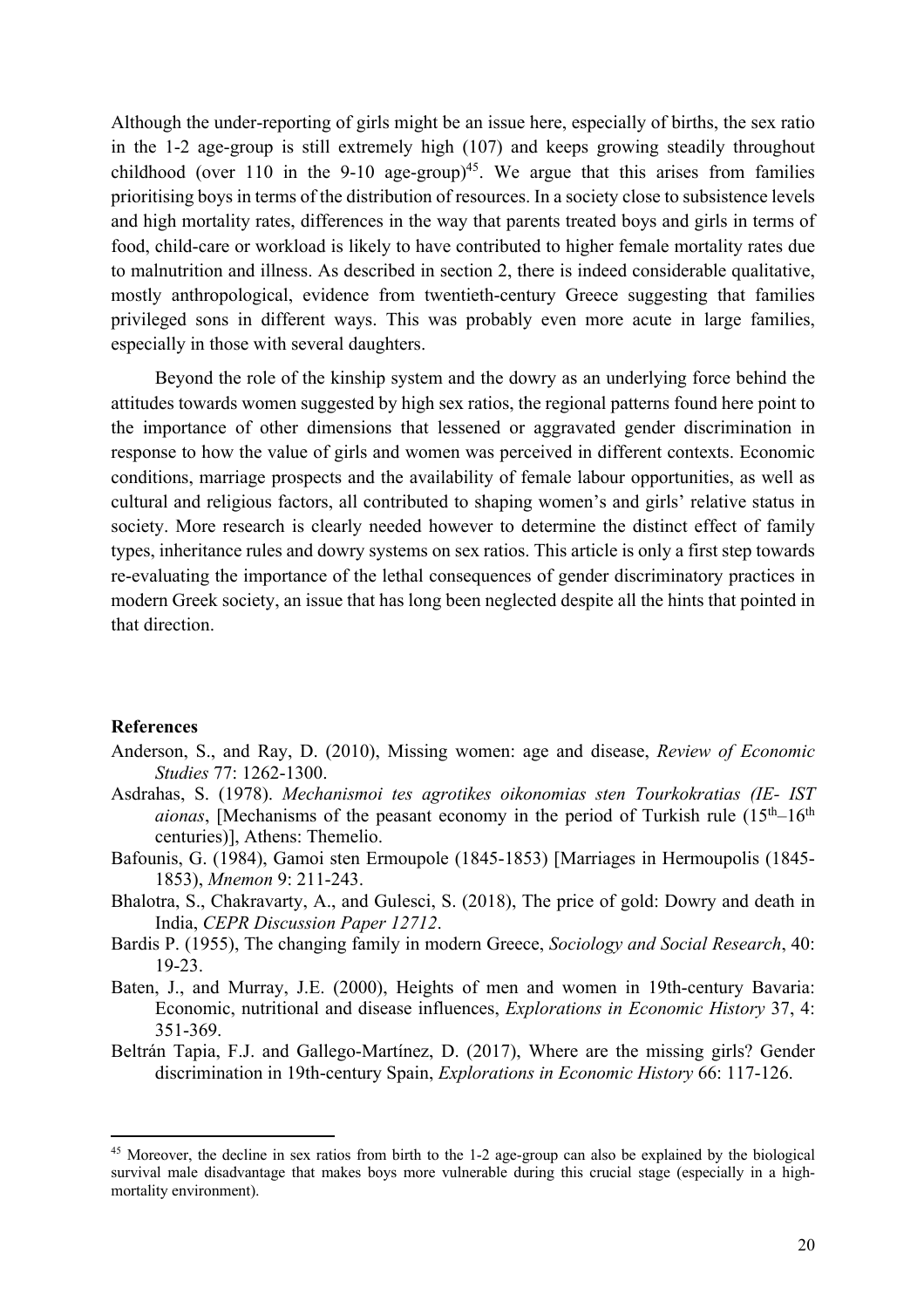Although the under-reporting of girls might be an issue here, especially of births, the sex ratio in the 1-2 age-group is still extremely high (107) and keeps growing steadily throughout childhood (over 110 in the 9-10 age-group)[45]. We argue that this arises from families prioritising boys in terms of the distribution of resources. In a society close to subsistence levels and high mortality rates, differences in the way that parents treated boys and girls in terms of food, child-care or workload is likely to have contributed to higher female mortality rates due to malnutrition and illness. As described in section 2, there is indeed considerable qualitative, mostly anthropological, evidence from twentieth-century Greece suggesting that families privileged sons in different ways. This was probably even more acute in large families, especially in those with several daughters.

Beyond the role of the kinship system and the dowry as an underlying force behind the attitudes towards women suggested by high sex ratios, the regional patterns found here point to the importance of other dimensions that lessened or aggravated gender discrimination in response to how the value of girls and women was perceived in different contexts. Economic conditions, marriage prospects and the availability of female labour opportunities, as well as cultural and religious factors, all contributed to shaping women's and girls' relative status in society. More research is clearly needed however to determine the distinct effect of family types, inheritance rules and dowry systems on sex ratios. This article is only a first step towards re-evaluating the importance of the lethal consequences of gender discriminatory practices in modern Greek society, an issue that has long been neglected despite all the hints that pointed in that direction.

## References

Anderson, S., and Ray, D. (2010), Missing women: age and disease, *Review of Economic Studies* 77: 1262-1300.

Asdrahas, S. (1978). *Mechanismoi tes agrotikes oikonomias sten Tourkokratias (IE- IST aionas*, [Mechanisms of the peasant economy in the period of Turkish rule (15th–16th centuries)], Athens: Themelio.

Bafounis, G. (1984), Gamoi sten Ermoupole (1845-1853) [Marriages in Hermoupolis (1845-1853), *Mnemon* 9: 211-243.

Bhalotra, S., Chakravarty, A., and Gulesci, S. (2018), The price of gold: Dowry and death in India, *CEPR Discussion Paper 12712*.

Bardis P. (1955), The changing family in modern Greece, *Sociology and Social Research*, 40: 19-23.

Baten, J., and Murray, J.E. (2000), Heights of men and women in 19th-century Bavaria: Economic, nutritional and disease influences, *Explorations in Economic History* 37, 4: 351-369.

Beltrán Tapia, F.J. and Gallego-Martínez, D. (2017), Where are the missing girls? Gender discrimination in 19th-century Spain, *Explorations in Economic History* 66: 117-126.

[45] Moreover, the decline in sex ratios from birth to the 1-2 age-group can also be explained by the biological survival male disadvantage that makes boys more vulnerable during this crucial stage (especially in a high-mortality environment).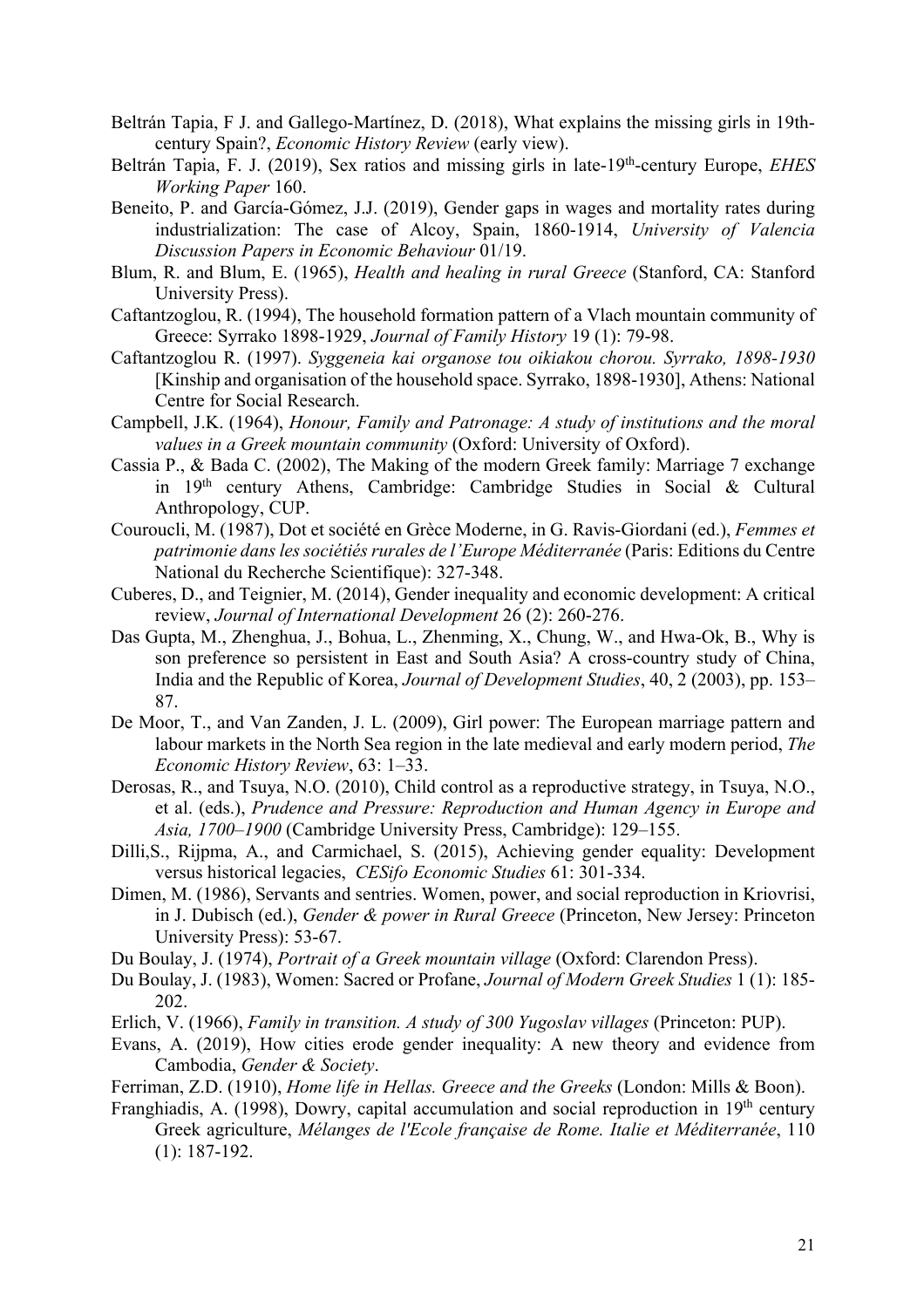Beltrán Tapia, F J. and Gallego-Martínez, D. (2018), What explains the missing girls in 19th-century Spain?, *Economic History Review* (early view).

Beltrán Tapia, F. J. (2019), Sex ratios and missing girls in late-19th-century Europe, *EHES Working Paper* 160.

Beneito, P. and García-Gómez, J.J. (2019), Gender gaps in wages and mortality rates during industrialization: The case of Alcoy, Spain, 1860-1914, *University of Valencia Discussion Papers in Economic Behaviour* 01/19.

Blum, R. and Blum, E. (1965), *Health and healing in rural Greece* (Stanford, CA: Stanford University Press).

Caftantzoglou, R. (1994), The household formation pattern of a Vlach mountain community of Greece: Syrrako 1898-1929, *Journal of Family History* 19 (1): 79-98.

Caftantzoglou R. (1997). *Syggeneia kai organose tou oikiakou chorou. Syrrako, 1898-1930* [Kinship and organisation of the household space. Syrrako, 1898-1930], Athens: National Centre for Social Research.

Campbell, J.K. (1964), *Honour, Family and Patronage: A study of institutions and the moral values in a Greek mountain community* (Oxford: University of Oxford).

Cassia P., & Bada C. (2002), The Making of the modern Greek family: Marriage 7 exchange in 19th century Athens, Cambridge: Cambridge Studies in Social & Cultural Anthropology, CUP.

Couroucli, M. (1987), Dot et société en Grèce Moderne, in G. Ravis-Giordani (ed.), *Femmes et patrimonie dans les sociétiés rurales de l'Europe Méditerranée* (Paris: Editions du Centre National du Recherche Scientifique): 327-348.

Cuberes, D., and Teignier, M. (2014), Gender inequality and economic development: A critical review, *Journal of International Development* 26 (2): 260-276.

Das Gupta, M., Zhenghua, J., Bohua, L., Zhenming, X., Chung, W., and Hwa-Ok, B., Why is son preference so persistent in East and South Asia? A cross-country study of China, India and the Republic of Korea, *Journal of Development Studies*, 40, 2 (2003), pp. 153–87.

De Moor, T., and Van Zanden, J. L. (2009), Girl power: The European marriage pattern and labour markets in the North Sea region in the late medieval and early modern period, *The Economic History Review*, 63: 1–33.

Derosas, R., and Tsuya, N.O. (2010), Child control as a reproductive strategy, in Tsuya, N.O., et al. (eds.), *Prudence and Pressure: Reproduction and Human Agency in Europe and Asia, 1700–1900* (Cambridge University Press, Cambridge): 129–155.

Dilli,S., Rijpma, A., and Carmichael, S. (2015), Achieving gender equality: Development versus historical legacies, *CESifo Economic Studies* 61: 301-334.

Dimen, M. (1986), Servants and sentries. Women, power, and social reproduction in Kriovrisi, in J. Dubisch (ed.), *Gender & power in Rural Greece* (Princeton, New Jersey: Princeton University Press): 53-67.

Du Boulay, J. (1974), *Portrait of a Greek mountain village* (Oxford: Clarendon Press).

Du Boulay, J. (1983), Women: Sacred or Profane, *Journal of Modern Greek Studies* 1 (1): 185-202.

Erlich, V. (1966), *Family in transition. A study of 300 Yugoslav villages* (Princeton: PUP).

Evans, A. (2019), How cities erode gender inequality: A new theory and evidence from Cambodia, *Gender & Society*.

Ferriman, Z.D. (1910), *Home life in Hellas. Greece and the Greeks* (London: Mills & Boon).

Franghiadis, A. (1998), Dowry, capital accumulation and social reproduction in 19th century Greek agriculture, *Mélanges de l'Ecole française de Rome. Italie et Méditerranée*, 110 (1): 187-192.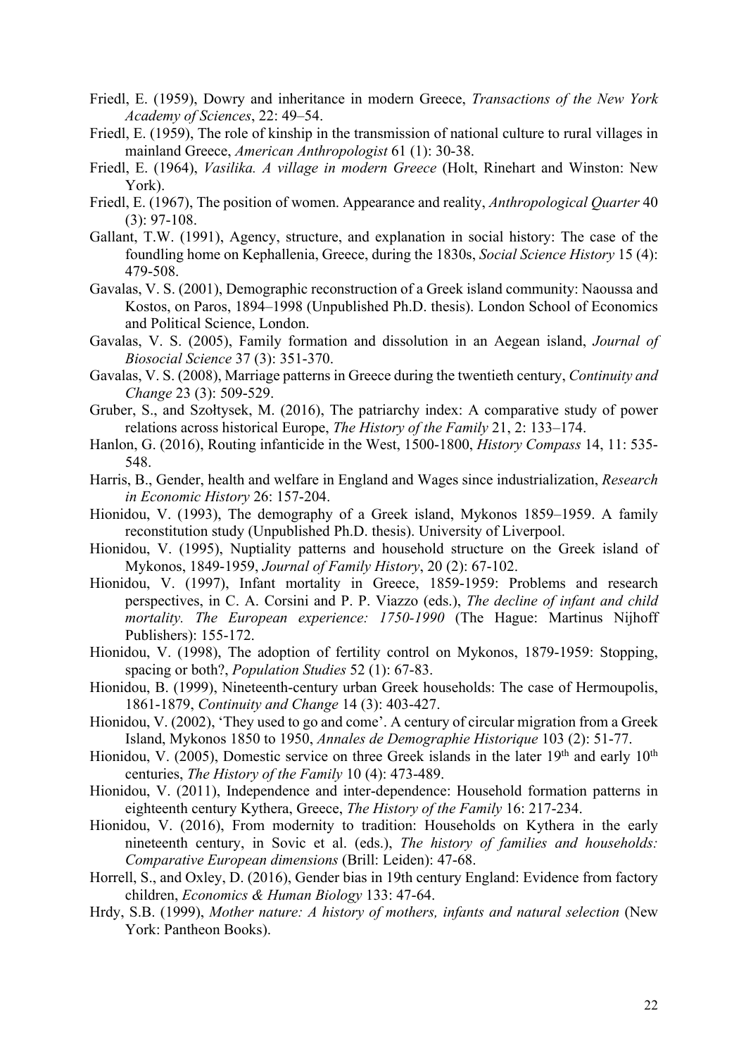Friedl, E. (1959), Dowry and inheritance in modern Greece, *Transactions of the New York Academy of Sciences*, 22: 49–54.

Friedl, E. (1959), The role of kinship in the transmission of national culture to rural villages in mainland Greece, *American Anthropologist* 61 (1): 30-38.

Friedl, E. (1964), *Vasilika. A village in modern Greece* (Holt, Rinehart and Winston: New York).

Friedl, E. (1967), The position of women. Appearance and reality, *Anthropological Quarter* 40 (3): 97-108.

Gallant, T.W. (1991), Agency, structure, and explanation in social history: The case of the foundling home on Kephallenia, Greece, during the 1830s, *Social Science History* 15 (4): 479-508.

Gavalas, V. S. (2001), Demographic reconstruction of a Greek island community: Naoussa and Kostos, on Paros, 1894–1998 (Unpublished Ph.D. thesis). London School of Economics and Political Science, London.

Gavalas, V. S. (2005), Family formation and dissolution in an Aegean island, *Journal of Biosocial Science* 37 (3): 351-370.

Gavalas, V. S. (2008), Marriage patterns in Greece during the twentieth century, *Continuity and Change* 23 (3): 509-529.

Gruber, S., and Szołtysek, M. (2016), The patriarchy index: A comparative study of power relations across historical Europe, *The History of the Family* 21, 2: 133–174.

Hanlon, G. (2016), Routing infanticide in the West, 1500-1800, *History Compass* 14, 11: 535-548.

Harris, B., Gender, health and welfare in England and Wages since industrialization, *Research in Economic History* 26: 157-204.

Hionidou, V. (1993), The demography of a Greek island, Mykonos 1859–1959. A family reconstitution study (Unpublished Ph.D. thesis). University of Liverpool.

Hionidou, V. (1995), Nuptiality patterns and household structure on the Greek island of Mykonos, 1849-1959, *Journal of Family History*, 20 (2): 67-102.

Hionidou, V. (1997), Infant mortality in Greece, 1859-1959: Problems and research perspectives, in C. A. Corsini and P. P. Viazzo (eds.), *The decline of infant and child mortality. The European experience: 1750-1990* (The Hague: Martinus Nijhoff Publishers): 155-172.

Hionidou, V. (1998), The adoption of fertility control on Mykonos, 1879-1959: Stopping, spacing or both?, *Population Studies* 52 (1): 67-83.

Hionidou, B. (1999), Nineteenth-century urban Greek households: The case of Hermoupolis, 1861-1879, *Continuity and Change* 14 (3): 403-427.

Hionidou, V. (2002), 'They used to go and come'. A century of circular migration from a Greek Island, Mykonos 1850 to 1950, *Annales de Demographie Historique* 103 (2): 51-77.

Hionidou, V. (2005), Domestic service on three Greek islands in the later 19th and early 10th centuries, *The History of the Family* 10 (4): 473-489.

Hionidou, V. (2011), Independence and inter-dependence: Household formation patterns in eighteenth century Kythera, Greece, *The History of the Family* 16: 217-234.

Hionidou, V. (2016), From modernity to tradition: Households on Kythera in the early nineteenth century, in Sovic et al. (eds.), *The history of families and households: Comparative European dimensions* (Brill: Leiden): 47-68.

Horrell, S., and Oxley, D. (2016), Gender bias in 19th century England: Evidence from factory children, *Economics & Human Biology* 133: 47-64.

Hrdy, S.B. (1999), *Mother nature: A history of mothers, infants and natural selection* (New York: Pantheon Books).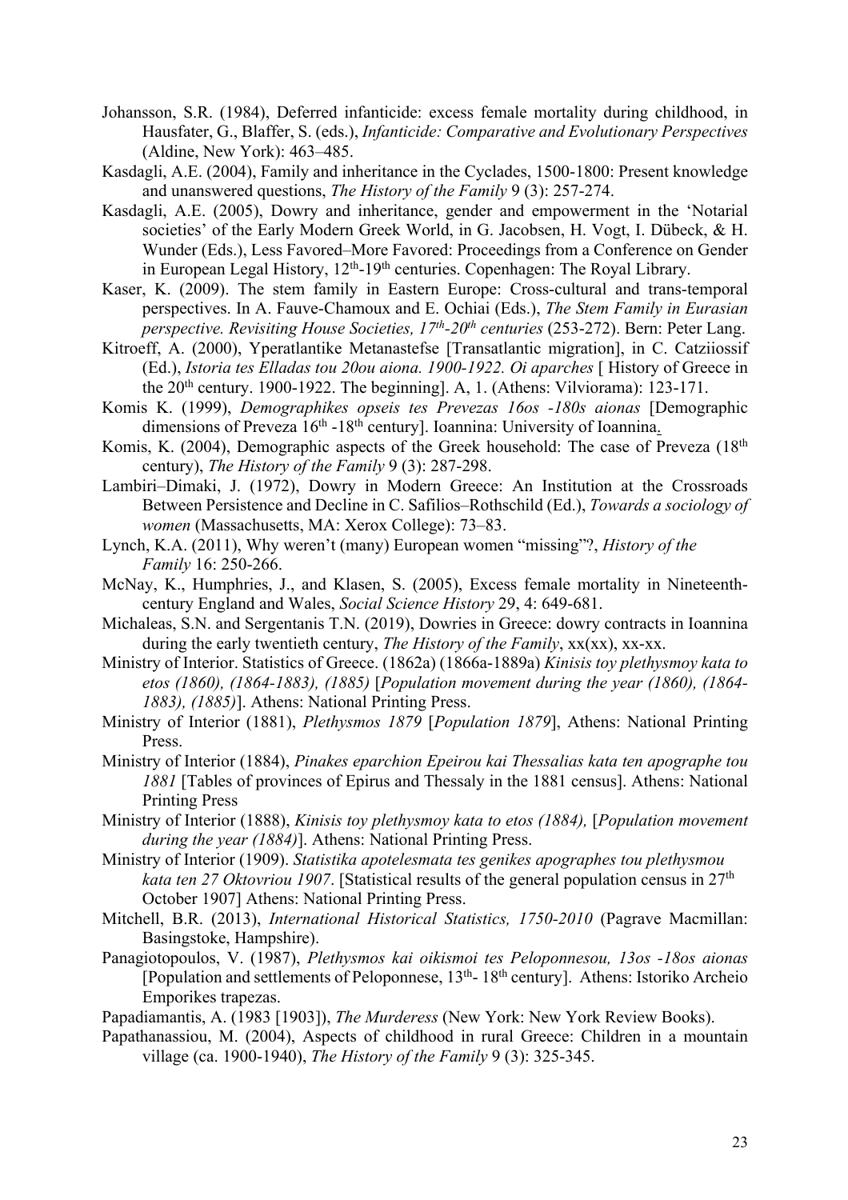Johansson, S.R. (1984), Deferred infanticide: excess female mortality during childhood, in Hausfater, G., Blaffer, S. (eds.), *Infanticide: Comparative and Evolutionary Perspectives* (Aldine, New York): 463–485.

Kasdagli, A.E. (2004), Family and inheritance in the Cyclades, 1500-1800: Present knowledge and unanswered questions, *The History of the Family* 9 (3): 257-274.

Kasdagli, A.E. (2005), Dowry and inheritance, gender and empowerment in the 'Notarial societies' of the Early Modern Greek World, in G. Jacobsen, H. Vogt, I. Dübeck, & H. Wunder (Eds.), Less Favored–More Favored: Proceedings from a Conference on Gender in European Legal History, 12th-19th centuries. Copenhagen: The Royal Library.

Kaser, K. (2009). The stem family in Eastern Europe: Cross-cultural and trans-temporal perspectives. In A. Fauve-Chamoux and E. Ochiai (Eds.), *The Stem Family in Eurasian perspective. Revisiting House Societies, 17th-20th centuries* (253-272). Bern: Peter Lang.

Kitroeff, A. (2000), Yperatlantike Metanastefse [Transatlantic migration], in C. Catziiossif (Ed.), *Istoria tes Elladas tou 20ou aiona. 1900-1922. Oi aparches* [ History of Greece in the 20th century. 1900-1922. The beginning]. A, 1. (Athens: Vilviorama): 123-171.

Komis K. (1999), *Demographikes opseis tes Prevezas 16os -18os aionas* [Demographic dimensions of Preveza 16th -18th century]. Ioannina: University of Ioannina.

Komis, K. (2004), Demographic aspects of the Greek household: The case of Preveza (18th century), *The History of the Family* 9 (3): 287-298.

Lambiri–Dimaki, J. (1972), Dowry in Modern Greece: An Institution at the Crossroads Between Persistence and Decline in C. Safilios–Rothschild (Ed.), *Towards a sociology of women* (Massachusetts, MA: Xerox College): 73–83.

Lynch, K.A. (2011), Why weren't (many) European women "missing"?, *History of the Family* 16: 250-266.

McNay, K., Humphries, J., and Klasen, S. (2005), Excess female mortality in Nineteenth-century England and Wales, *Social Science History* 29, 4: 649-681.

Michaleas, S.N. and Sergentanis T.N. (2019), Dowries in Greece: dowry contracts in Ioannina during the early twentieth century, *The History of the Family*, xx(xx), xx-xx.

Ministry of Interior. Statistics of Greece. (1862a) (1866a-1889a) *Kinisis toy plethysmoy kata to etos (1860), (1864-1883), (1885)* [*Population movement during the year (1860), (1864-1883), (1885)*]. Athens: National Printing Press.

Ministry of Interior (1881), *Plethysmos 1879* [*Population 1879*], Athens: National Printing Press.

Ministry of Interior (1884), *Pinakes eparchion Epeirou kai Thessalias kata ten apographe tou 1881* [Tables of provinces of Epirus and Thessaly in the 1881 census]. Athens: National Printing Press

Ministry of Interior (1888), *Kinisis toy plethysmoy kata to etos (1884),* [*Population movement during the year (1884)*]. Athens: National Printing Press.

Ministry of Interior (1909). *Statistika apotelesmata tes genikes apographes tou plethysmou kata ten 27 Oktovriou 1907*. [Statistical results of the general population census in 27th October 1907] Athens: National Printing Press.

Mitchell, B.R. (2013), *International Historical Statistics, 1750-2010* (Pagrave Macmillan: Basingstoke, Hampshire).

Panagiotopoulos, V. (1987), *Plethysmos kai oikismoi tes Peloponnesou, 13os -18os aionas* [Population and settlements of Peloponnese, 13th- 18th century]. Athens: Istoriko Archeio Emporikes trapezas.

Papadiamantis, A. (1983 [1903]), *The Murderess* (New York: New York Review Books).

Papathanassiou, M. (2004), Aspects of childhood in rural Greece: Children in a mountain village (ca. 1900-1940), *The History of the Family* 9 (3): 325-345.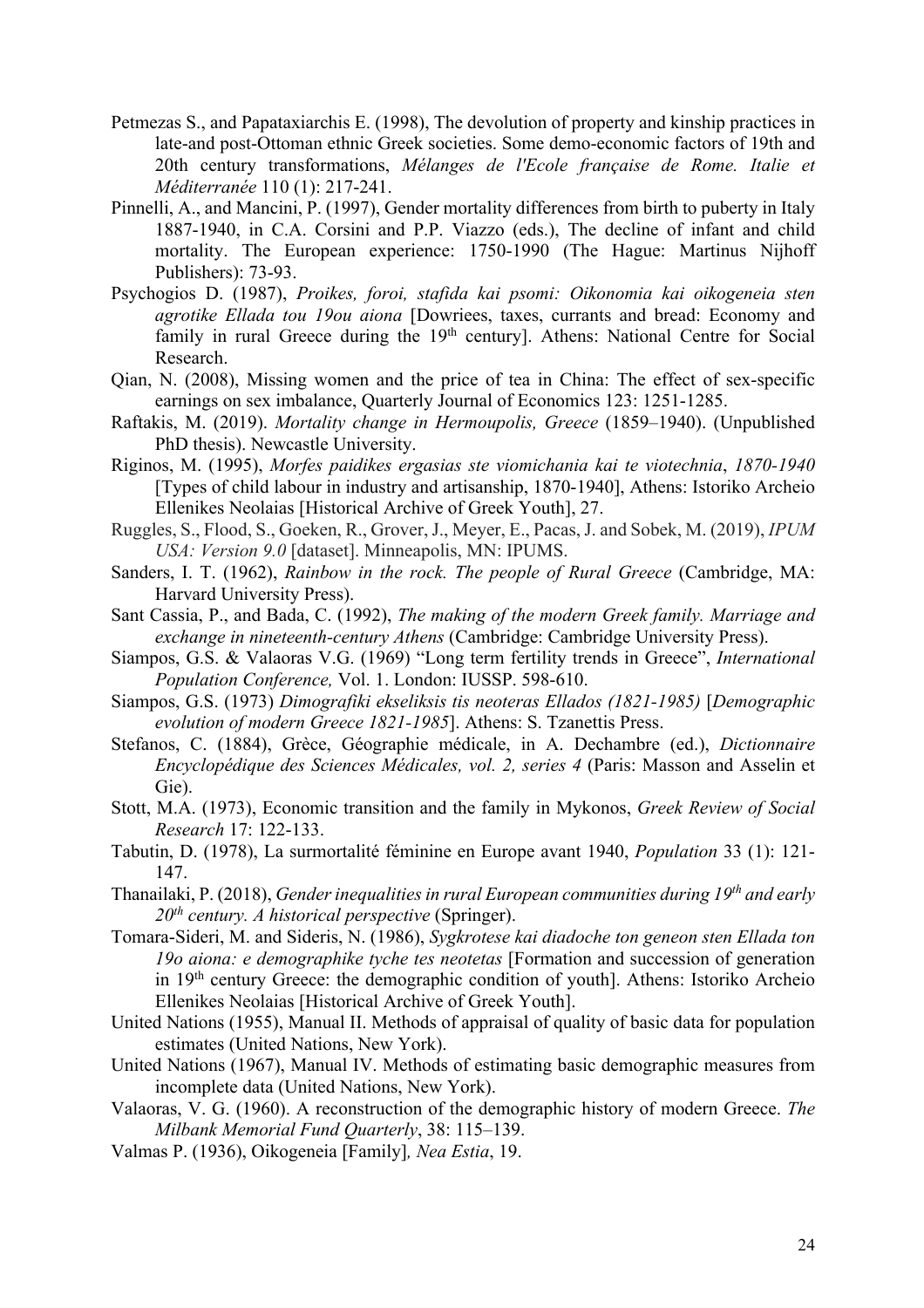Petmezas S., and Papataxiarchis E. (1998), The devolution of property and kinship practices in late-and post-Ottoman ethnic Greek societies. Some demo-economic factors of 19th and 20th century transformations, *Mélanges de l'Ecole française de Rome. Italie et Méditerranée* 110 (1): 217-241.

Pinnelli, A., and Mancini, P. (1997), Gender mortality differences from birth to puberty in Italy 1887-1940, in C.A. Corsini and P.P. Viazzo (eds.), The decline of infant and child mortality. The European experience: 1750-1990 (The Hague: Martinus Nijhoff Publishers): 73-93.

Psychogios D. (1987), *Proikes, foroi, stafida kai psomi: Oikonomia kai oikogeneia sten agrotike Ellada tou 19ou aiona* [Dowriees, taxes, currants and bread: Economy and family in rural Greece during the 19th century]. Athens: National Centre for Social Research.

Qian, N. (2008), Missing women and the price of tea in China: The effect of sex-specific earnings on sex imbalance, Quarterly Journal of Economics 123: 1251-1285.

Raftakis, M. (2019). *Mortality change in Hermoupolis, Greece* (1859–1940). (Unpublished PhD thesis). Newcastle University.

Riginos, M. (1995), *Morfes paidikes ergasias ste viomichania kai te viotechnia*, *1870-1940* [Types of child labour in industry and artisanship, 1870-1940], Athens: Istoriko Archeio Ellenikes Neolaias [Historical Archive of Greek Youth], 27.

Ruggles, S., Flood, S., Goeken, R., Grover, J., Meyer, E., Pacas, J. and Sobek, M. (2019), *IPUM USA: Version 9.0* [dataset]. Minneapolis, MN: IPUMS.

Sanders, I. T. (1962), *Rainbow in the rock. The people of Rural Greece* (Cambridge, MA: Harvard University Press).

Sant Cassia, P., and Bada, C. (1992), *The making of the modern Greek family. Marriage and exchange in nineteenth-century Athens* (Cambridge: Cambridge University Press).

Siampos, G.S. & Valaoras V.G. (1969) "Long term fertility trends in Greece", *International Population Conference,* Vol. 1. London: IUSSP. 598-610.

Siampos, G.S. (1973) *Dimografiki ekseliksis tis neoteras Ellados (1821-1985)* [*Demographic evolution of modern Greece 1821-1985*]. Athens: S. Tzanettis Press.

Stefanos, C. (1884), Grèce, Géographie médicale, in A. Dechambre (ed.), *Dictionnaire Encyclopédique des Sciences Médicales, vol. 2, series 4* (Paris: Masson and Asselin et Gie).

Stott, M.A. (1973), Economic transition and the family in Mykonos, *Greek Review of Social Research* 17: 122-133.

Tabutin, D. (1978), La surmortalité féminine en Europe avant 1940, *Population* 33 (1): 121-147.

Thanailaki, P. (2018), *Gender inequalities in rural European communities during 19th and early 20th century. A historical perspective* (Springer).

Tomara-Sideri, M. and Sideris, N. (1986), *Sygkrotese kai diadoche ton geneon sten Ellada ton 19o aiona: e demographike tyche tes neotetas* [Formation and succession of generation in 19th century Greece: the demographic condition of youth]. Athens: Istoriko Archeio Ellenikes Neolaias [Historical Archive of Greek Youth].

United Nations (1955), Manual II. Methods of appraisal of quality of basic data for population estimates (United Nations, New York).

United Nations (1967), Manual IV. Methods of estimating basic demographic measures from incomplete data (United Nations, New York).

Valaoras, V. G. (1960). A reconstruction of the demographic history of modern Greece. *The Milbank Memorial Fund Quarterly*, 38: 115–139.

Valmas P. (1936), Oikogeneia [Family]*, Nea Estia*, 19.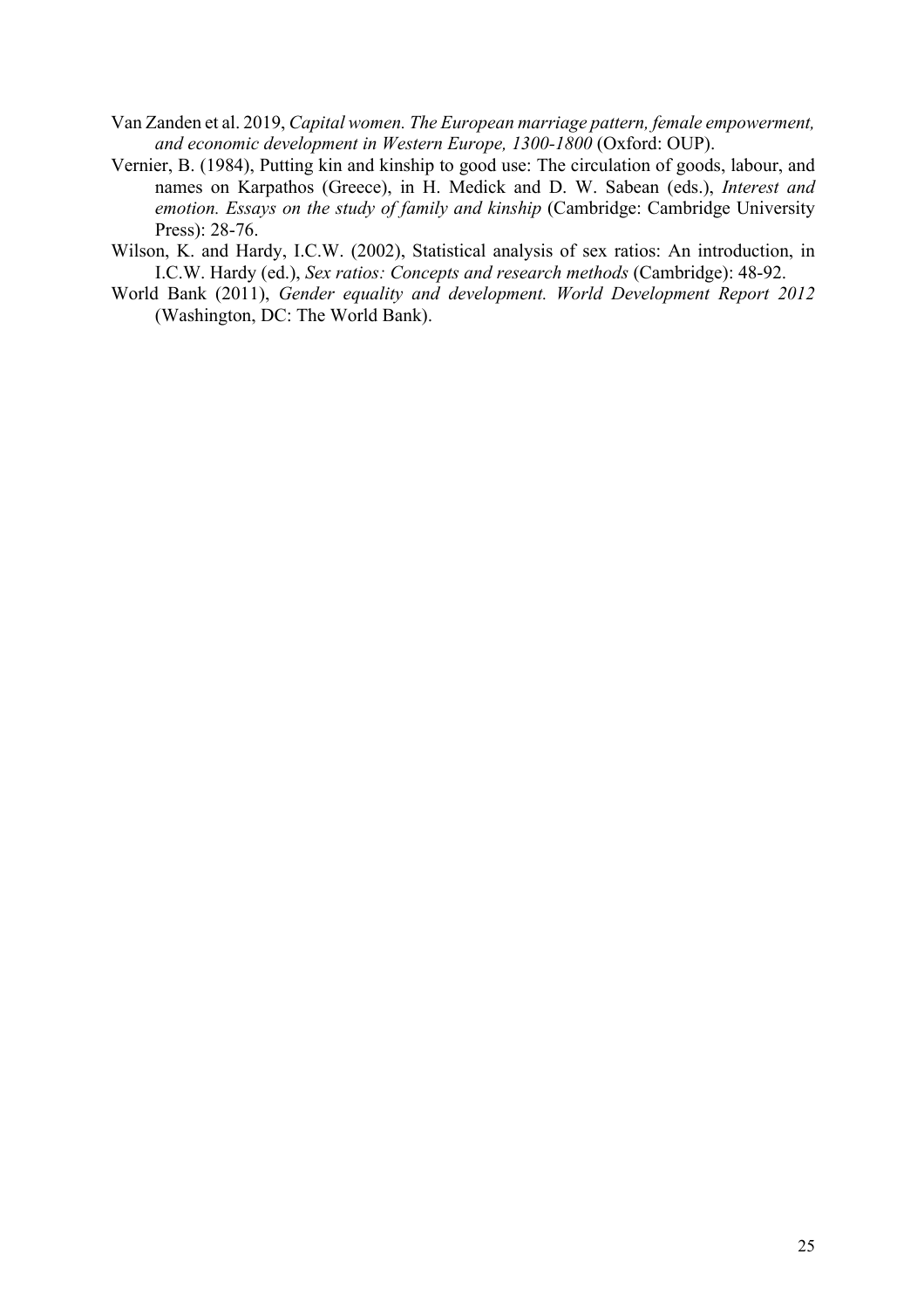Van Zanden et al. 2019, *Capital women. The European marriage pattern, female empowerment, and economic development in Western Europe, 1300-1800* (Oxford: OUP).

Vernier, B. (1984), Putting kin and kinship to good use: The circulation of goods, labour, and names on Karpathos (Greece), in H. Medick and D. W. Sabean (eds.), *Interest and emotion. Essays on the study of family and kinship* (Cambridge: Cambridge University Press): 28-76.

Wilson, K. and Hardy, I.C.W. (2002), Statistical analysis of sex ratios: An introduction, in I.C.W. Hardy (ed.), *Sex ratios: Concepts and research methods* (Cambridge): 48-92.

World Bank (2011), *Gender equality and development. World Development Report 2012* (Washington, DC: The World Bank).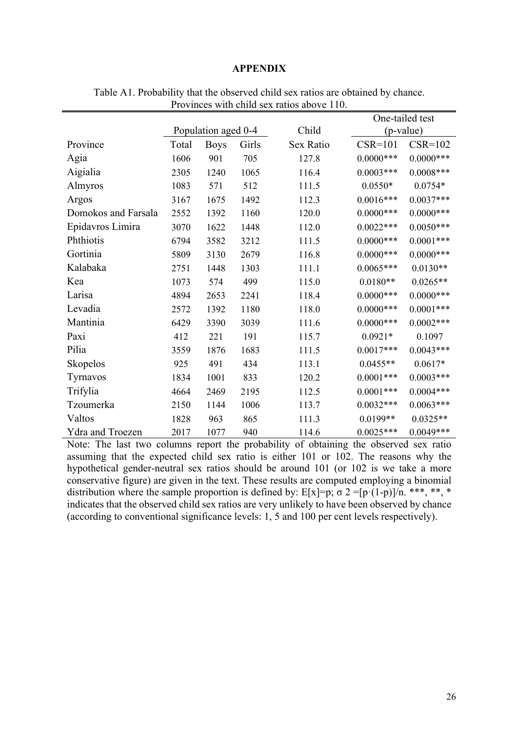# APPENDIX

Table A1. Probability that the observed child sex ratios are obtained by chance. Provinces with child sex ratios above 110.

| | Population aged 0-4 | | | Child | One-tailed test (p-value) | |
|---|---|---|---|---|---|---|
| Province | Total | Boys | Girls | Sex Ratio | CSR=101 | CSR=102 |
| Agia | 1606 | 901 | 705 | 127.8 | 0.0000*** | 0.0000*** |
| Aigialia | 2305 | 1240 | 1065 | 116.4 | 0.0003*** | 0.0008*** |
| Almyros | 1083 | 571 | 512 | 111.5 | 0.0550* | 0.0754* |
| Argos | 3167 | 1675 | 1492 | 112.3 | 0.0016*** | 0.0037*** |
| Domokos and Farsala | 2552 | 1392 | 1160 | 120.0 | 0.0000*** | 0.0000*** |
| Epidavros Limira | 3070 | 1622 | 1448 | 112.0 | 0.0022*** | 0.0050*** |
| Phthiotis | 6794 | 3582 | 3212 | 111.5 | 0.0000*** | 0.0001*** |
| Gortinia | 5809 | 3130 | 2679 | 116.8 | 0.0000*** | 0.0000*** |
| Kalabaka | 2751 | 1448 | 1303 | 111.1 | 0.0065*** | 0.0130** |
| Kea | 1073 | 574 | 499 | 115.0 | 0.0180** | 0.0265** |
| Larisa | 4894 | 2653 | 2241 | 118.4 | 0.0000*** | 0.0000*** |
| Levadia | 2572 | 1392 | 1180 | 118.0 | 0.0000*** | 0.0001*** |
| Mantinia | 6429 | 3390 | 3039 | 111.6 | 0.0000*** | 0.0002*** |
| Paxi | 412 | 221 | 191 | 115.7 | 0.0921* | 0.1097 |
| Pilia | 3559 | 1876 | 1683 | 111.5 | 0.0017*** | 0.0043*** |
| Skopelos | 925 | 491 | 434 | 113.1 | 0.0455** | 0.0617* |
| Tyrnavos | 1834 | 1001 | 833 | 120.2 | 0.0001*** | 0.0003*** |
| Trifylia | 4664 | 2469 | 2195 | 112.5 | 0.0001*** | 0.0004*** |
| Tzoumerka | 2150 | 1144 | 1006 | 113.7 | 0.0032*** | 0.0063*** |
| Valtos | 1828 | 963 | 865 | 111.3 | 0.0199** | 0.0325** |
| Ydra and Troezen | 2017 | 1077 | 940 | 114.6 | 0.0025*** | 0.0049*** |

Note: The last two columns report the probability of obtaining the observed sex ratio assuming that the expected child sex ratio is either 101 or 102. The reasons why the hypothetical gender-neutral sex ratios should be around 101 (or 102 is we take a more conservative figure) are given in the text. These results are computed employing a binomial distribution where the sample proportion is defined by: $E[x]=p$; $\sigma 2 =[p\cdot(1-p)]/n$. ***, **, * indicates that the observed child sex ratios are very unlikely to have been observed by chance (according to conventional significance levels: 1, 5 and 100 per cent levels respectively).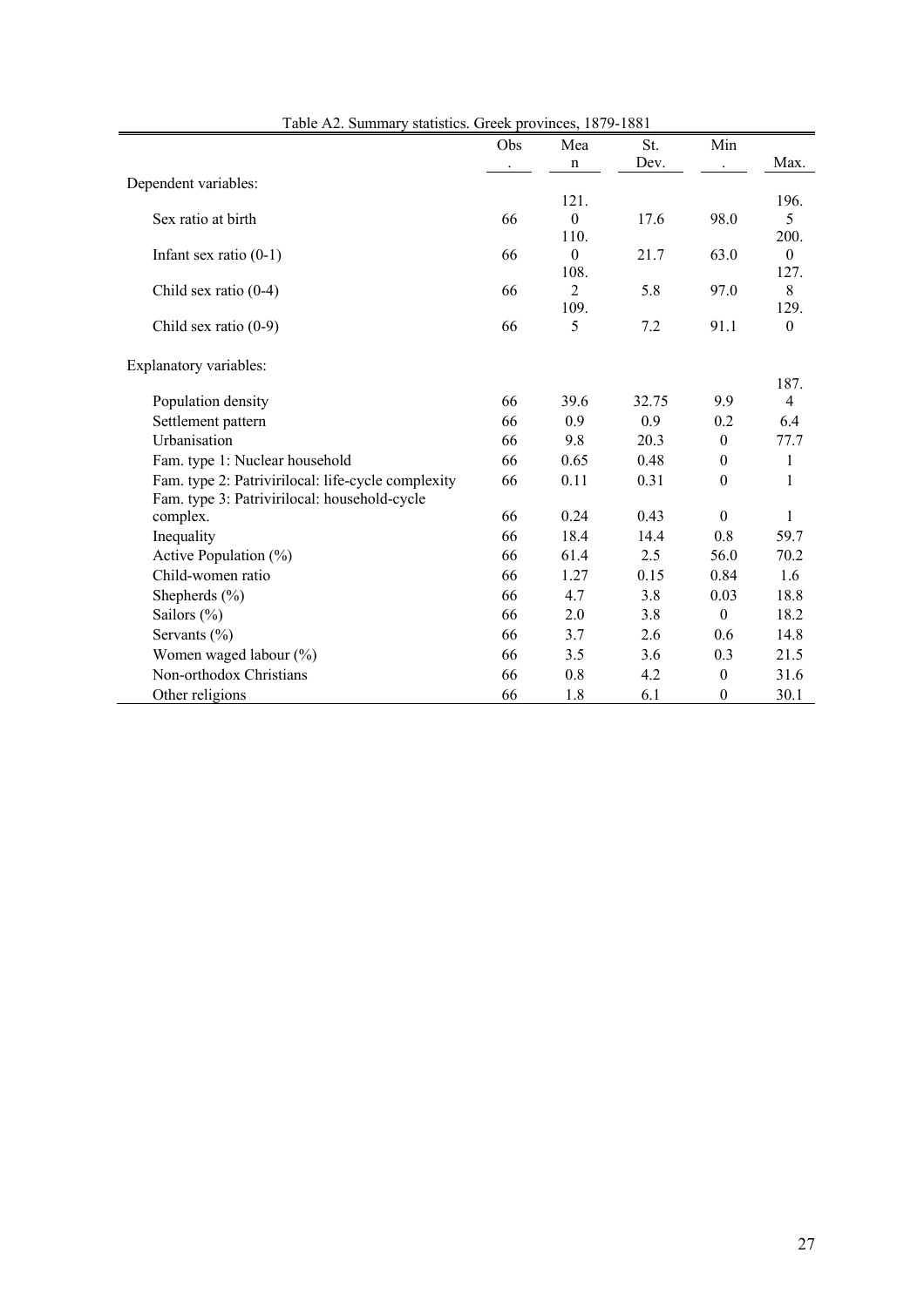Table A2. Summary statistics. Greek provinces, 1879-1881

| | Obs. | Mean | St. Dev. | Min. | Max. |
|---|---|---|---|---|---|
| Dependent variables: | | | | | |
| Sex ratio at birth | 66 | 121.0 | 17.6 | 98.0 | 196.5 |
| Infant sex ratio (0-1) | 66 | 110.0 | 21.7 | 63.0 | 200.0 |
| Child sex ratio (0-4) | 66 | 108.2 | 5.8 | 97.0 | 127.8 |
| Child sex ratio (0-9) | 66 | 109.5 | 7.2 | 91.1 | 129.0 |
| Explanatory variables: | | | | | |
| Population density | 66 | 39.6 | 32.75 | 9.9 | 187.4 |
| Settlement pattern | 66 | 0.9 | 0.9 | 0.2 | 6.4 |
| Urbanisation | 66 | 9.8 | 20.3 | 0 | 77.7 |
| Fam. type 1: Nuclear household | 66 | 0.65 | 0.48 | 0 | 1 |
| Fam. type 2: Patrivirilocal: life-cycle complexity | 66 | 0.11 | 0.31 | 0 | 1 |
| Fam. type 3: Patrivirilocal: household-cycle complex. | 66 | 0.24 | 0.43 | 0 | 1 |
| Inequality | 66 | 18.4 | 14.4 | 0.8 | 59.7 |
| Active Population (%) | 66 | 61.4 | 2.5 | 56.0 | 70.2 |
| Child-women ratio | 66 | 1.27 | 0.15 | 0.84 | 1.6 |
| Shepherds (%) | 66 | 4.7 | 3.8 | 0.03 | 18.8 |
| Sailors (%) | 66 | 2.0 | 3.8 | 0 | 18.2 |
| Servants (%) | 66 | 3.7 | 2.6 | 0.6 | 14.8 |
| Women waged labour (%) | 66 | 3.5 | 3.6 | 0.3 | 21.5 |
| Non-orthodox Christians | 66 | 0.8 | 4.2 | 0 | 31.6 |
| Other religions | 66 | 1.8 | 6.1 | 0 | 30.1 |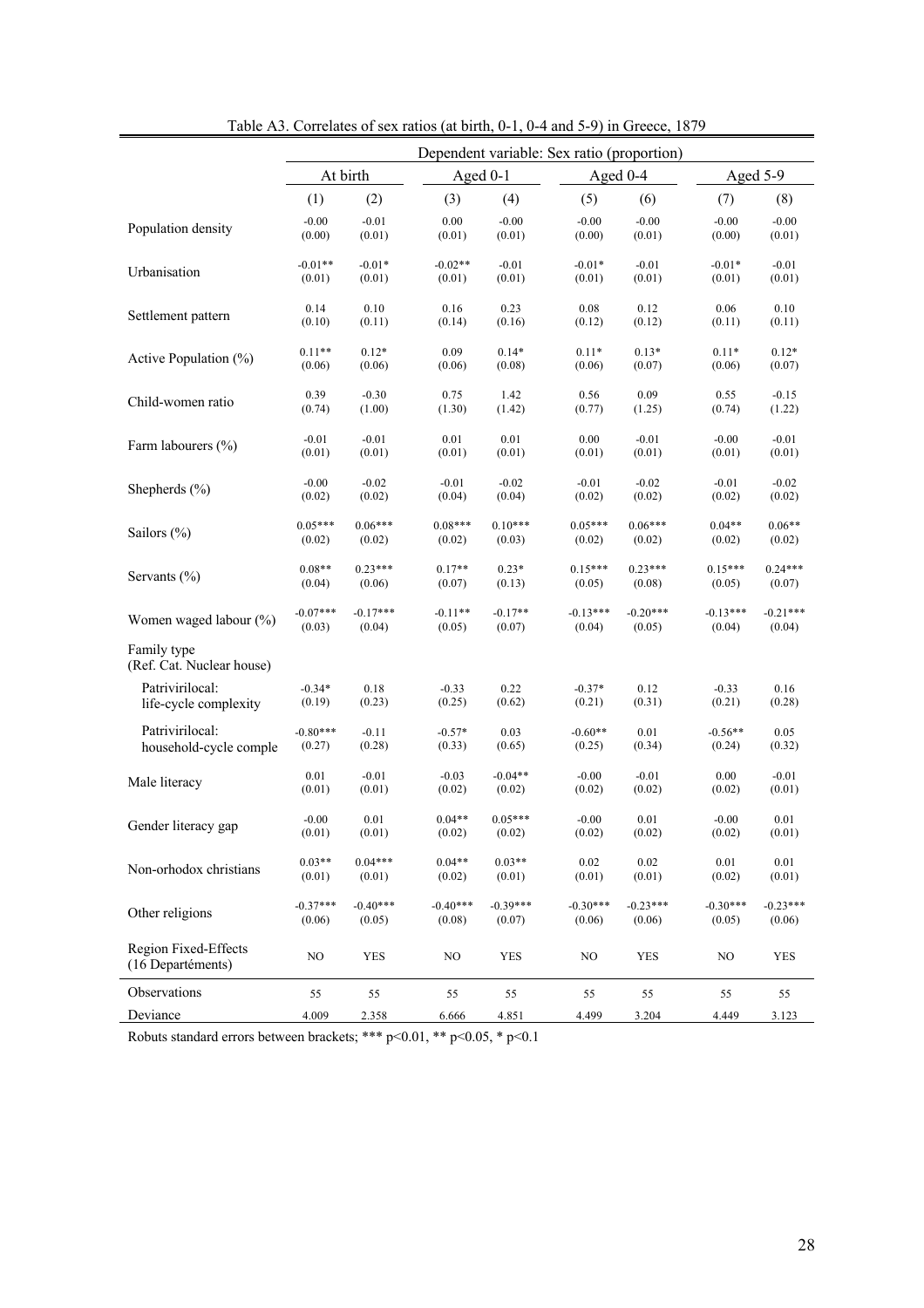Table A3. Correlates of sex ratios (at birth, 0-1, 0-4 and 5-9) in Greece, 1879

| | Dependent variable: Sex ratio (proportion) | | | | | | | |
|---|---|---|---|---|---|---|---|---|
| | At birth | | Aged 0-1 | | Aged 0-4 | | Aged 5-9 | |
| | (1) | (2) | (3) | (4) | (5) | (6) | (7) | (8) |
| Population density | -0.00<br>(0.00) | -0.01<br>(0.01) | 0.00<br>(0.01) | -0.00<br>(0.01) | -0.00<br>(0.00) | -0.00<br>(0.01) | -0.00<br>(0.00) | -0.00<br>(0.01) |
| Urbanisation | -0.01**<br>(0.01) | -0.01*<br>(0.01) | -0.02**<br>(0.01) | -0.01<br>(0.01) | -0.01*<br>(0.01) | -0.01<br>(0.01) | -0.01*<br>(0.01) | -0.01<br>(0.01) |
| Settlement pattern | 0.14<br>(0.10) | 0.10<br>(0.11) | 0.16<br>(0.14) | 0.23<br>(0.16) | 0.08<br>(0.12) | 0.12<br>(0.12) | 0.06<br>(0.11) | 0.10<br>(0.11) |
| Active Population (%) | 0.11**<br>(0.06) | 0.12*<br>(0.06) | 0.09<br>(0.06) | 0.14*<br>(0.08) | 0.11*<br>(0.06) | 0.13*<br>(0.07) | 0.11*<br>(0.06) | 0.12*<br>(0.07) |
| Child-women ratio | 0.39<br>(0.74) | -0.30<br>(1.00) | 0.75<br>(1.30) | 1.42<br>(1.42) | 0.56<br>(0.77) | 0.09<br>(1.25) | 0.55<br>(0.74) | -0.15<br>(1.22) |
| Farm labourers (%) | -0.01<br>(0.01) | -0.01<br>(0.01) | 0.01<br>(0.01) | 0.01<br>(0.01) | 0.00<br>(0.01) | -0.01<br>(0.01) | -0.00<br>(0.01) | -0.01<br>(0.01) |
| Shepherds (%) | -0.00<br>(0.02) | -0.02<br>(0.02) | -0.01<br>(0.04) | -0.02<br>(0.04) | -0.01<br>(0.02) | -0.02<br>(0.02) | -0.01<br>(0.02) | -0.02<br>(0.02) |
| Sailors (%) | 0.05***<br>(0.02) | 0.06***<br>(0.02) | 0.08***<br>(0.02) | 0.10***<br>(0.03) | 0.05***<br>(0.02) | 0.06***<br>(0.02) | 0.04**<br>(0.02) | 0.06**<br>(0.02) |
| Servants (%) | 0.08**<br>(0.04) | 0.23***<br>(0.06) | 0.17**<br>(0.07) | 0.23*<br>(0.13) | 0.15***<br>(0.05) | 0.23***<br>(0.08) | 0.15***<br>(0.05) | 0.24***<br>(0.07) |
| Women waged labour (%) | -0.07***<br>(0.03) | -0.17***<br>(0.04) | -0.11**<br>(0.05) | -0.17**<br>(0.07) | -0.13***<br>(0.04) | -0.20***<br>(0.05) | -0.13***<br>(0.04) | -0.21***<br>(0.04) |
| Family type<br>(Ref. Cat. Nuclear house) | | | | | | | | |
| Patrivirilocal:<br>life-cycle complexity | -0.34*<br>(0.19) | 0.18<br>(0.23) | -0.33<br>(0.25) | 0.22<br>(0.62) | -0.37*<br>(0.21) | 0.12<br>(0.31) | -0.33<br>(0.21) | 0.16<br>(0.28) |
| Patrivirilocal:<br>household-cycle comple | -0.80***<br>(0.27) | -0.11<br>(0.28) | -0.57*<br>(0.33) | 0.03<br>(0.65) | -0.60**<br>(0.25) | 0.01<br>(0.34) | -0.56**<br>(0.24) | 0.05<br>(0.32) |
| Male literacy | 0.01<br>(0.01) | -0.01<br>(0.01) | -0.03<br>(0.02) | -0.04**<br>(0.02) | -0.00<br>(0.02) | -0.01<br>(0.02) | 0.00<br>(0.02) | -0.01<br>(0.01) |
| Gender literacy gap | -0.00<br>(0.01) | 0.01<br>(0.01) | 0.04**<br>(0.02) | 0.05***<br>(0.02) | -0.00<br>(0.02) | 0.01<br>(0.02) | -0.00<br>(0.02) | 0.01<br>(0.01) |
| Non-orhodox christians | 0.03**<br>(0.01) | 0.04***<br>(0.01) | 0.04**<br>(0.02) | 0.03**<br>(0.01) | 0.02<br>(0.01) | 0.02<br>(0.01) | 0.01<br>(0.02) | 0.01<br>(0.01) |
| Other religions | -0.37***<br>(0.06) | -0.40***<br>(0.05) | -0.40***<br>(0.08) | -0.39***<br>(0.07) | -0.30***<br>(0.06) | -0.23***<br>(0.06) | -0.30***<br>(0.05) | -0.23***<br>(0.06) |
| Region Fixed-Effects<br>(16 Departéments) | NO | YES | NO | YES | NO | YES | NO | YES |
| Observations | 55 | 55 | 55 | 55 | 55 | 55 | 55 | 55 |
| Deviance | 4.009 | 2.358 | 6.666 | 4.851 | 4.499 | 3.204 | 4.449 | 3.123 |

Robuts standard errors between brackets; *** p<0.01, ** p<0.05, * p<0.1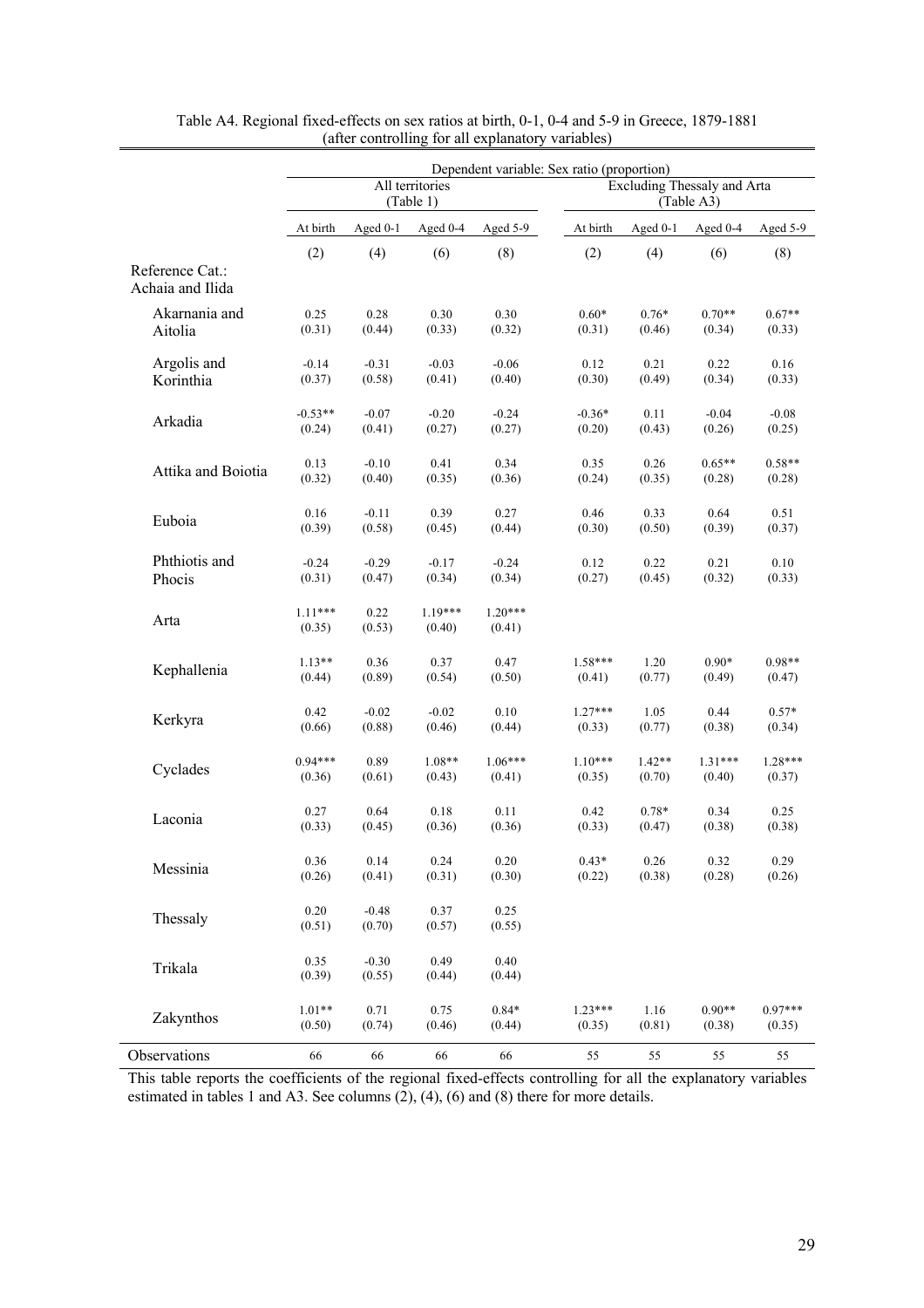Table A4. Regional fixed-effects on sex ratios at birth, 0-1, 0-4 and 5-9 in Greece, 1879-1881 (after controlling for all explanatory variables)

| | Dependent variable: Sex ratio (proportion) | | | | | | | |
|---|---|---|---|---|---|---|---|---|
| | All territories (Table 1) | | | | Excluding Thessaly and Arta (Table A3) | | | |
| | At birth | Aged 0-1 | Aged 0-4 | Aged 5-9 | At birth | Aged 0-1 | Aged 0-4 | Aged 5-9 |
| | (2) | (4) | (6) | (8) | (2) | (4) | (6) | (8) |
| Reference Cat.: Achaia and Ilida | | | | | | | | |
| Akarnania and Aitolia | 0.25 | 0.28 | 0.30 | 0.30 | 0.60* | 0.76* | 0.70** | 0.67** |
| | (0.31) | (0.44) | (0.33) | (0.32) | (0.31) | (0.46) | (0.34) | (0.33) |
| Argolis and Korinthia | -0.14 | -0.31 | -0.03 | -0.06 | 0.12 | 0.21 | 0.22 | 0.16 |
| | (0.37) | (0.58) | (0.41) | (0.40) | (0.30) | (0.49) | (0.34) | (0.33) |
| Arkadia | -0.53** | -0.07 | -0.20 | -0.24 | -0.36* | 0.11 | -0.04 | -0.08 |
| | (0.24) | (0.41) | (0.27) | (0.27) | (0.20) | (0.43) | (0.26) | (0.25) |
| Attika and Boiotia | 0.13 | -0.10 | 0.41 | 0.34 | 0.35 | 0.26 | 0.65** | 0.58** |
| | (0.32) | (0.40) | (0.35) | (0.36) | (0.24) | (0.35) | (0.28) | (0.28) |
| Euboia | 0.16 | -0.11 | 0.39 | 0.27 | 0.46 | 0.33 | 0.64 | 0.51 |
| | (0.39) | (0.58) | (0.45) | (0.44) | (0.30) | (0.50) | (0.39) | (0.37) |
| Phthiotis and Phocis | -0.24 | -0.29 | -0.17 | -0.24 | 0.12 | 0.22 | 0.21 | 0.10 |
| | (0.31) | (0.47) | (0.34) | (0.34) | (0.27) | (0.45) | (0.32) | (0.33) |
| Arta | 1.11*** | 0.22 | 1.19*** | 1.20*** | | | | |
| | (0.35) | (0.53) | (0.40) | (0.41) | | | | |
| Kephallenia | 1.13** | 0.36 | 0.37 | 0.47 | 1.58*** | 1.20 | 0.90* | 0.98** |
| | (0.44) | (0.89) | (0.54) | (0.50) | (0.41) | (0.77) | (0.49) | (0.47) |
| Kerkyra | 0.42 | -0.02 | -0.02 | 0.10 | 1.27*** | 1.05 | 0.44 | 0.57* |
| | (0.66) | (0.88) | (0.46) | (0.44) | (0.33) | (0.77) | (0.38) | (0.34) |
| Cyclades | 0.94*** | 0.89 | 1.08** | 1.06*** | 1.10*** | 1.42** | 1.31*** | 1.28*** |
| | (0.36) | (0.61) | (0.43) | (0.41) | (0.35) | (0.70) | (0.40) | (0.37) |
| Laconia | 0.27 | 0.64 | 0.18 | 0.11 | 0.42 | 0.78* | 0.34 | 0.25 |
| | (0.33) | (0.45) | (0.36) | (0.36) | (0.33) | (0.47) | (0.38) | (0.38) |
| Messinia | 0.36 | 0.14 | 0.24 | 0.20 | 0.43* | 0.26 | 0.32 | 0.29 |
| | (0.26) | (0.41) | (0.31) | (0.30) | (0.22) | (0.38) | (0.28) | (0.26) |
| Thessaly | 0.20 | -0.48 | 0.37 | 0.25 | | | | |
| | (0.51) | (0.70) | (0.57) | (0.55) | | | | |
| Trikala | 0.35 | -0.30 | 0.49 | 0.40 | | | | |
| | (0.39) | (0.55) | (0.44) | (0.44) | | | | |
| Zakynthos | 1.01** | 0.71 | 0.75 | 0.84* | 1.23*** | 1.16 | 0.90** | 0.97*** |
| | (0.50) | (0.74) | (0.46) | (0.44) | (0.35) | (0.81) | (0.38) | (0.35) |
| Observations | 66 | 66 | 66 | 66 | 55 | 55 | 55 | 55 |

This table reports the coefficients of the regional fixed-effects controlling for all the explanatory variables estimated in tables 1 and A3. See columns (2), (4), (6) and (8) there for more details.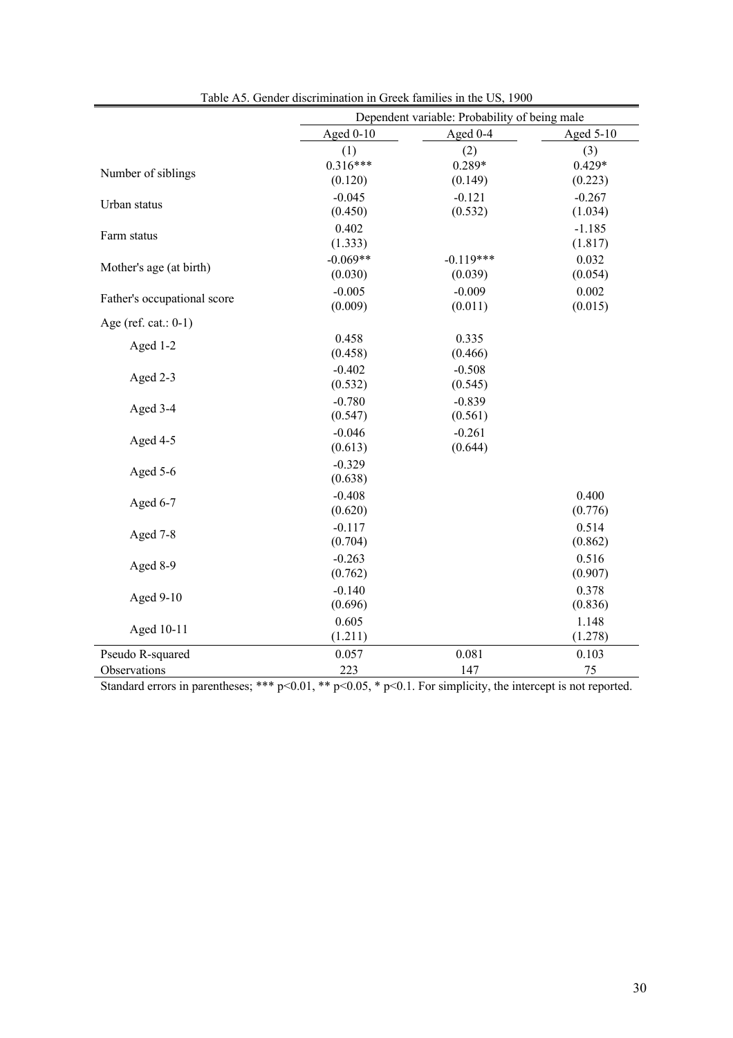Table A5. Gender discrimination in Greek families in the US, 1900

| | Dependent variable: Probability of being male | | |
|---|---|---|---|
| | Aged 0-10 | Aged 0-4 | Aged 5-10 |
| | (1) | (2) | (3) |
| Number of siblings | 0.316*** | 0.289* | 0.429* |
| | (0.120) | (0.149) | (0.223) |
| Urban status | -0.045 | -0.121 | -0.267 |
| | (0.450) | (0.532) | (1.034) |
| Farm status | 0.402 | | -1.185 |
| | (1.333) | | (1.817) |
| Mother's age (at birth) | -0.069** | -0.119*** | 0.032 |
| | (0.030) | (0.039) | (0.054) |
| Father's occupational score | -0.005 | -0.009 | 0.002 |
| | (0.009) | (0.011) | (0.015) |
| Age (ref. cat.: 0-1) | | | |
| Aged 1-2 | 0.458 | 0.335 | |
| | (0.458) | (0.466) | |
| Aged 2-3 | -0.402 | -0.508 | |
| | (0.532) | (0.545) | |
| Aged 3-4 | -0.780 | -0.839 | |
| | (0.547) | (0.561) | |
| Aged 4-5 | -0.046 | -0.261 | |
| | (0.613) | (0.644) | |
| Aged 5-6 | -0.329 | | |
| | (0.638) | | |
| Aged 6-7 | -0.408 | | 0.400 |
| | (0.620) | | (0.776) |
| Aged 7-8 | -0.117 | | 0.514 |
| | (0.704) | | (0.862) |
| Aged 8-9 | -0.263 | | 0.516 |
| | (0.762) | | (0.907) |
| Aged 9-10 | -0.140 | | 0.378 |
| | (0.696) | | (0.836) |
| Aged 10-11 | 0.605 | | 1.148 |
| | (1.211) | | (1.278) |
| Pseudo R-squared | 0.057 | 0.081 | 0.103 |
| Observations | 223 | 147 | 75 |

Standard errors in parentheses; *** p<0.01, ** p<0.05, * p<0.1. For simplicity, the intercept is not reported.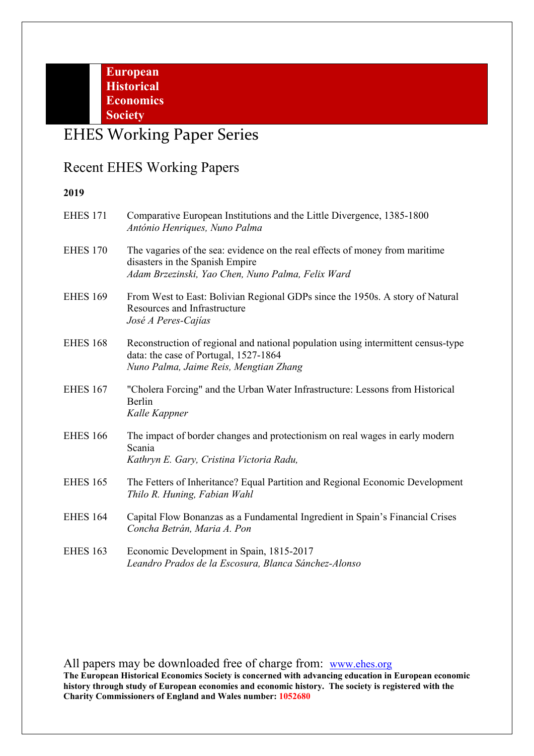**European Historical Economics Society**

# EHES Working Paper Series

## Recent EHES Working Papers

**2019**

EHES 171 Comparative European Institutions and the Little Divergence, 1385-1800
*António Henriques, Nuno Palma*

EHES 170 The vagaries of the sea: evidence on the real effects of money from maritime disasters in the Spanish Empire
*Adam Brzezinski, Yao Chen, Nuno Palma, Felix Ward*

EHES 169 From West to East: Bolivian Regional GDPs since the 1950s. A story of Natural Resources and Infrastructure
*José A Peres-Cajías*

EHES 168 Reconstruction of regional and national population using intermittent census-type data: the case of Portugal, 1527-1864
*Nuno Palma, Jaime Reis, Mengtian Zhang*

EHES 167 "Cholera Forcing" and the Urban Water Infrastructure: Lessons from Historical Berlin
*Kalle Kappner*

EHES 166 The impact of border changes and protectionism on real wages in early modern Scania
*Kathryn E. Gary, Cristina Victoria Radu,*

EHES 165 The Fetters of Inheritance? Equal Partition and Regional Economic Development
*Thilo R. Huning, Fabian Wahl*

EHES 164 Capital Flow Bonanzas as a Fundamental Ingredient in Spain's Financial Crises
*Concha Betrán, Maria A. Pon*

EHES 163 Economic Development in Spain, 1815-2017
*Leandro Prados de la Escosura, Blanca Sánchez-Alonso*

All papers may be downloaded free of charge from: www.ehes.org

**The European Historical Economics Society is concerned with advancing education in European economic history through study of European economies and economic history. The society is registered with the Charity Commissioners of England and Wales number: 1052680**